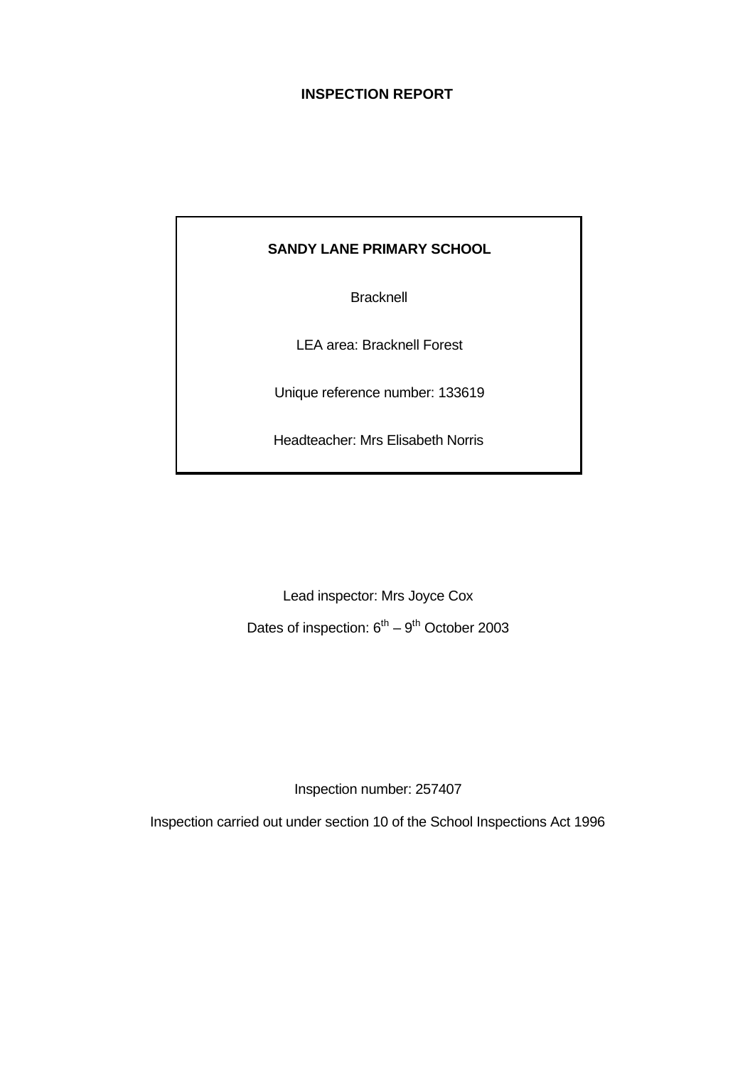# INSPECTION REPORT

**SANDY LANE PRIMARY SCHOOL**

Bracknell

LEA area: Bracknell Forest

Unique reference number: 133619

Headteacher: Mrs Elisabeth Norris

Lead inspector: Mrs Joyce Cox

Dates of inspection: 6th – 9th October 2003

Inspection number: 257407

Inspection carried out under section 10 of the School Inspections Act 1996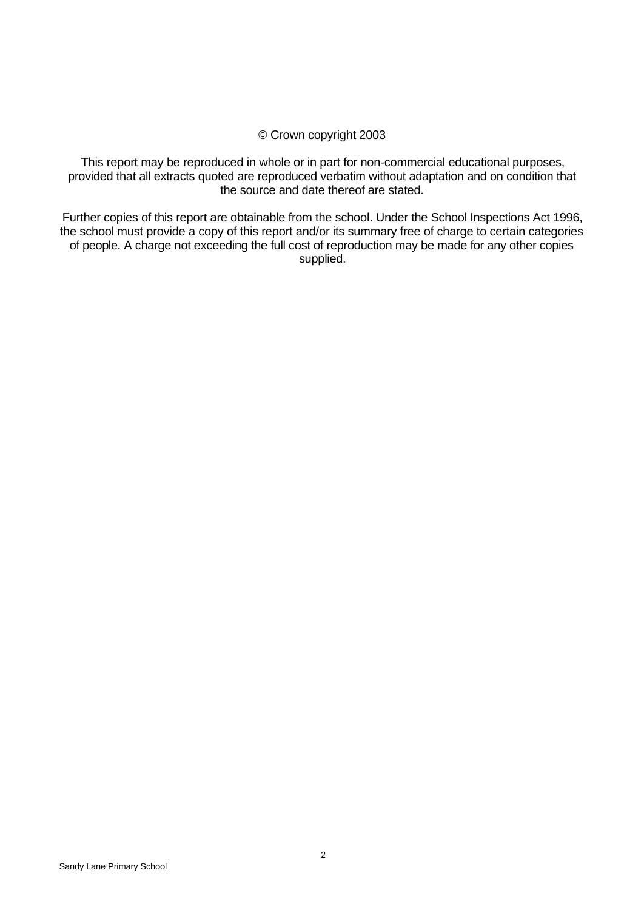© Crown copyright 2003

This report may be reproduced in whole or in part for non-commercial educational purposes, provided that all extracts quoted are reproduced verbatim without adaptation and on condition that the source and date thereof are stated.

Further copies of this report are obtainable from the school. Under the School Inspections Act 1996, the school must provide a copy of this report and/or its summary free of charge to certain categories of people. A charge not exceeding the full cost of reproduction may be made for any other copies supplied.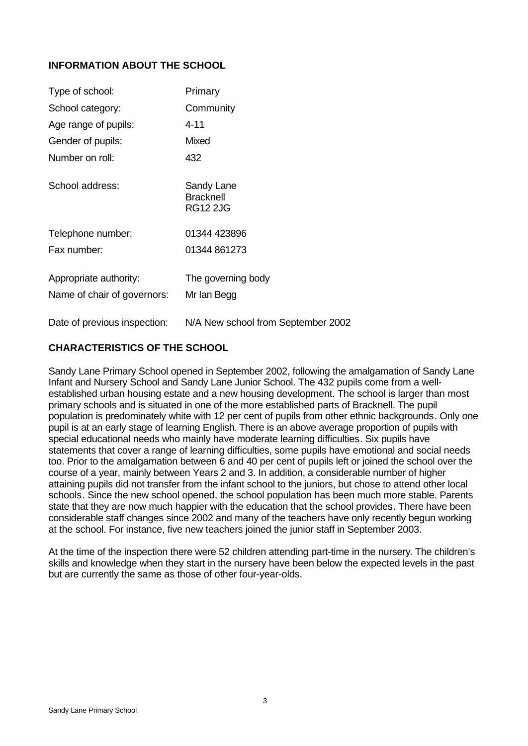## INFORMATION ABOUT THE SCHOOL

| | |
|---|---|
| Type of school: | Primary |
| School category: | Community |
| Age range of pupils: | 4-11 |
| Gender of pupils: | Mixed |
| Number on roll: | 432 |
| School address: | Sandy Lane<br>Bracknell<br>RG12 2JG |
| Telephone number: | 01344 423896 |
| Fax number: | 01344 861273 |
| Appropriate authority: | The governing body |
| Name of chair of governors: | Mr Ian Begg |
| Date of previous inspection: | N/A New school from September 2002 |

## CHARACTERISTICS OF THE SCHOOL

Sandy Lane Primary School opened in September 2002, following the amalgamation of Sandy Lane Infant and Nursery School and Sandy Lane Junior School. The 432 pupils come from a well-established urban housing estate and a new housing development. The school is larger than most primary schools and is situated in one of the more established parts of Bracknell. The pupil population is predominately white with 12 per cent of pupils from other ethnic backgrounds. Only one pupil is at an early stage of learning English. There is an above average proportion of pupils with special educational needs who mainly have moderate learning difficulties. Six pupils have statements that cover a range of learning difficulties, some pupils have emotional and social needs too. Prior to the amalgamation between 6 and 40 per cent of pupils left or joined the school over the course of a year, mainly between Years 2 and 3. In addition, a considerable number of higher attaining pupils did not transfer from the infant school to the juniors, but chose to attend other local schools. Since the new school opened, the school population has been much more stable. Parents state that they are now much happier with the education that the school provides. There have been considerable staff changes since 2002 and many of the teachers have only recently begun working at the school. For instance, five new teachers joined the junior staff in September 2003.

At the time of the inspection there were 52 children attending part-time in the nursery. The children's skills and knowledge when they start in the nursery have been below the expected levels in the past but are currently the same as those of other four-year-olds.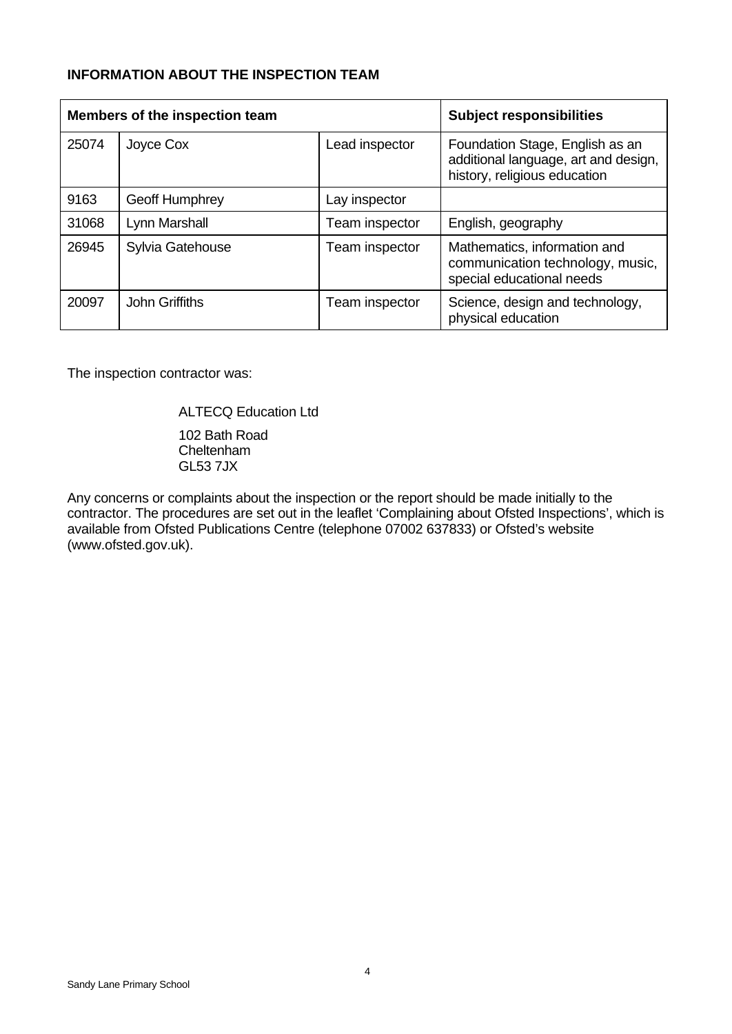## INFORMATION ABOUT THE INSPECTION TEAM

| Members of the inspection team | | | Subject responsibilities |
|---|---|---|---|
| 25074 | Joyce Cox | Lead inspector | Foundation Stage, English as an additional language, art and design, history, religious education |
| 9163 | Geoff Humphrey | Lay inspector | |
| 31068 | Lynn Marshall | Team inspector | English, geography |
| 26945 | Sylvia Gatehouse | Team inspector | Mathematics, information and communication technology, music, special educational needs |
| 20097 | John Griffiths | Team inspector | Science, design and technology, physical education |

The inspection contractor was:

ALTECQ Education Ltd

102 Bath Road
Cheltenham
GL53 7JX

Any concerns or complaints about the inspection or the report should be made initially to the contractor. The procedures are set out in the leaflet 'Complaining about Ofsted Inspections', which is available from Ofsted Publications Centre (telephone 07002 637833) or Ofsted's website (www.ofsted.gov.uk).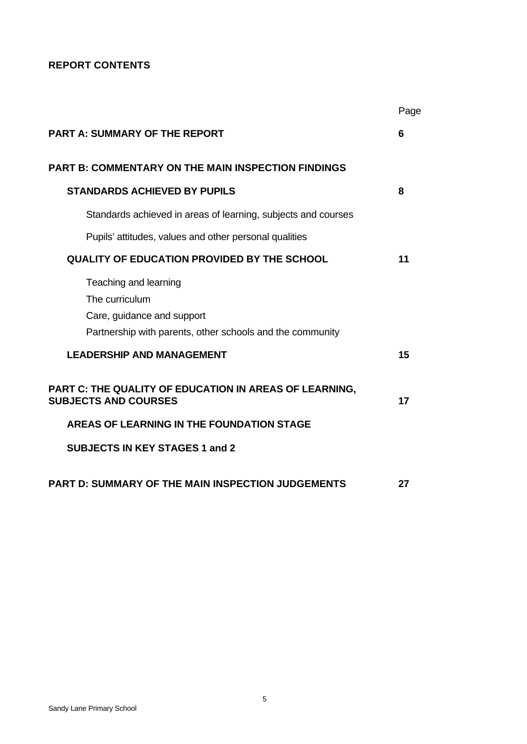## REPORT CONTENTS

| | Page |
|---|---|
| **PART A: SUMMARY OF THE REPORT** | **6** |
| **PART B: COMMENTARY ON THE MAIN INSPECTION FINDINGS** | |
| **STANDARDS ACHIEVED BY PUPILS** | **8** |
| Standards achieved in areas of learning, subjects and courses | |
| Pupils' attitudes, values and other personal qualities | |
| **QUALITY OF EDUCATION PROVIDED BY THE SCHOOL** | **11** |
| Teaching and learning | |
| The curriculum | |
| Care, guidance and support | |
| Partnership with parents, other schools and the community | |
| **LEADERSHIP AND MANAGEMENT** | **15** |
| **PART C: THE QUALITY OF EDUCATION IN AREAS OF LEARNING, SUBJECTS AND COURSES** | **17** |
| **AREAS OF LEARNING IN THE FOUNDATION STAGE** | |
| **SUBJECTS IN KEY STAGES 1 and 2** | |
| **PART D: SUMMARY OF THE MAIN INSPECTION JUDGEMENTS** | **27** |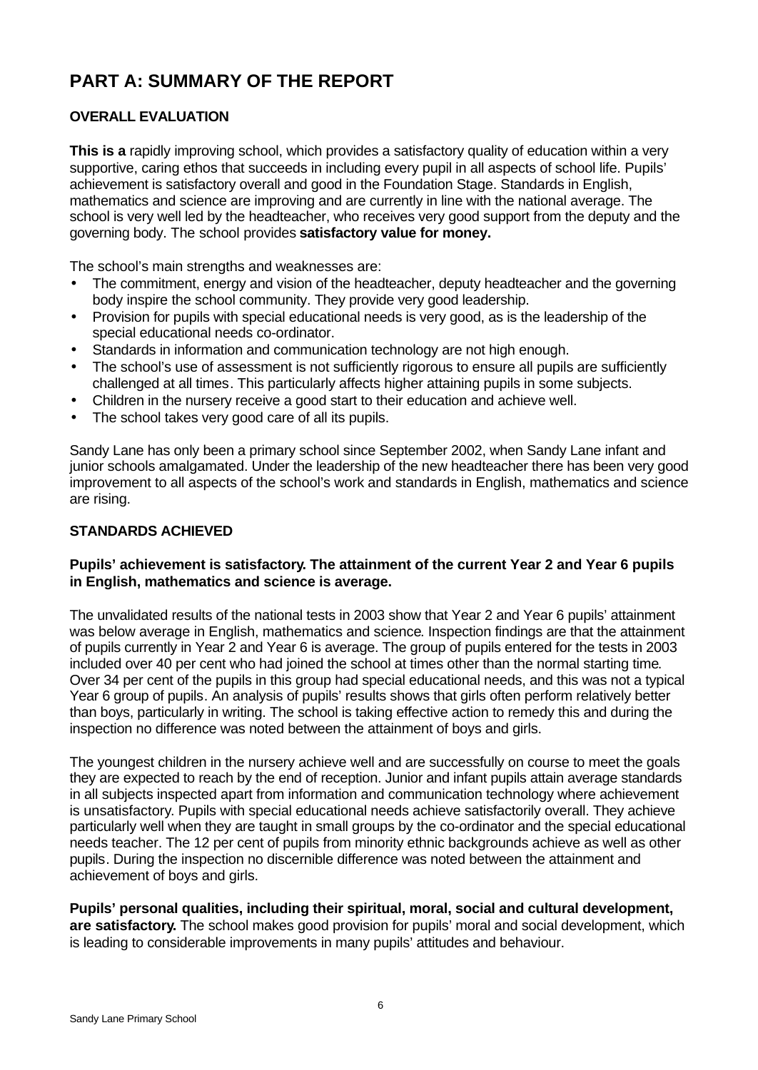# PART A: SUMMARY OF THE REPORT

### OVERALL EVALUATION

**This is a** rapidly improving school, which provides a satisfactory quality of education within a very supportive, caring ethos that succeeds in including every pupil in all aspects of school life. Pupils' achievement is satisfactory overall and good in the Foundation Stage. Standards in English, mathematics and science are improving and are currently in line with the national average. The school is very well led by the headteacher, who receives very good support from the deputy and the governing body. The school provides **satisfactory value for money.**

The school's main strengths and weaknesses are:

- The commitment, energy and vision of the headteacher, deputy headteacher and the governing body inspire the school community. They provide very good leadership.
- Provision for pupils with special educational needs is very good, as is the leadership of the special educational needs co-ordinator.
- Standards in information and communication technology are not high enough.
- The school's use of assessment is not sufficiently rigorous to ensure all pupils are sufficiently challenged at all times. This particularly affects higher attaining pupils in some subjects.
- Children in the nursery receive a good start to their education and achieve well.
- The school takes very good care of all its pupils.

Sandy Lane has only been a primary school since September 2002, when Sandy Lane infant and junior schools amalgamated. Under the leadership of the new headteacher there has been very good improvement to all aspects of the school's work and standards in English, mathematics and science are rising.

### STANDARDS ACHIEVED

**Pupils' achievement is satisfactory. The attainment of the current Year 2 and Year 6 pupils in English, mathematics and science is average.**

The unvalidated results of the national tests in 2003 show that Year 2 and Year 6 pupils' attainment was below average in English, mathematics and science. Inspection findings are that the attainment of pupils currently in Year 2 and Year 6 is average. The group of pupils entered for the tests in 2003 included over 40 per cent who had joined the school at times other than the normal starting time. Over 34 per cent of the pupils in this group had special educational needs, and this was not a typical Year 6 group of pupils. An analysis of pupils' results shows that girls often perform relatively better than boys, particularly in writing. The school is taking effective action to remedy this and during the inspection no difference was noted between the attainment of boys and girls.

The youngest children in the nursery achieve well and are successfully on course to meet the goals they are expected to reach by the end of reception. Junior and infant pupils attain average standards in all subjects inspected apart from information and communication technology where achievement is unsatisfactory. Pupils with special educational needs achieve satisfactorily overall. They achieve particularly well when they are taught in small groups by the co-ordinator and the special educational needs teacher. The 12 per cent of pupils from minority ethnic backgrounds achieve as well as other pupils. During the inspection no discernible difference was noted between the attainment and achievement of boys and girls.

**Pupils' personal qualities, including their spiritual, moral, social and cultural development, are satisfactory.** The school makes good provision for pupils' moral and social development, which is leading to considerable improvements in many pupils' attitudes and behaviour.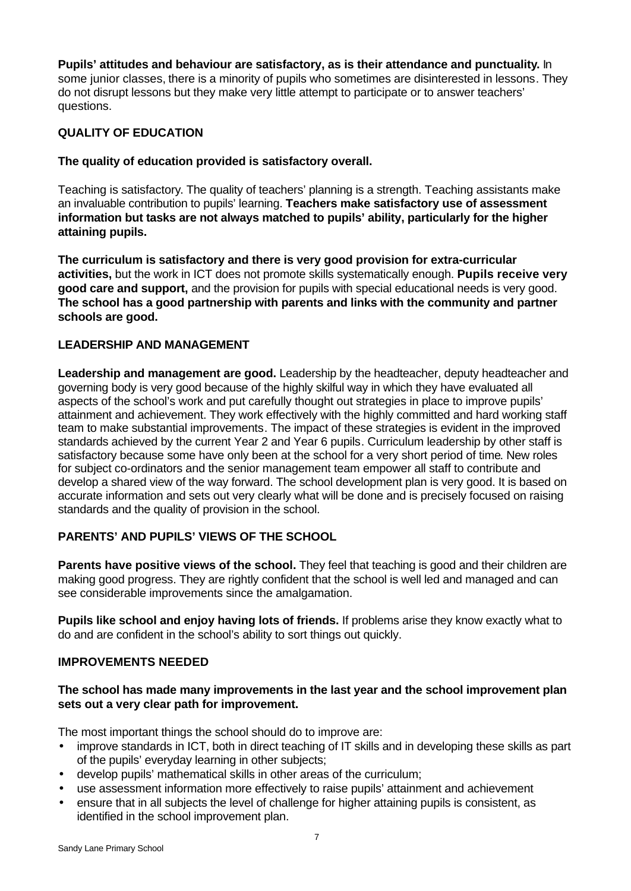**Pupils' attitudes and behaviour are satisfactory, as is their attendance and punctuality.** In some junior classes, there is a minority of pupils who sometimes are disinterested in lessons. They do not disrupt lessons but they make very little attempt to participate or to answer teachers' questions.

## QUALITY OF EDUCATION

**The quality of education provided is satisfactory overall.**

Teaching is satisfactory. The quality of teachers' planning is a strength. Teaching assistants make an invaluable contribution to pupils' learning. **Teachers make satisfactory use of assessment information but tasks are not always matched to pupils' ability, particularly for the higher attaining pupils.**

**The curriculum is satisfactory and there is very good provision for extra-curricular activities,** but the work in ICT does not promote skills systematically enough. **Pupils receive very good care and support,** and the provision for pupils with special educational needs is very good. **The school has a good partnership with parents and links with the community and partner schools are good.**

## LEADERSHIP AND MANAGEMENT

**Leadership and management are good.** Leadership by the headteacher, deputy headteacher and governing body is very good because of the highly skilful way in which they have evaluated all aspects of the school's work and put carefully thought out strategies in place to improve pupils' attainment and achievement. They work effectively with the highly committed and hard working staff team to make substantial improvements. The impact of these strategies is evident in the improved standards achieved by the current Year 2 and Year 6 pupils. Curriculum leadership by other staff is satisfactory because some have only been at the school for a very short period of time. New roles for subject co-ordinators and the senior management team empower all staff to contribute and develop a shared view of the way forward. The school development plan is very good. It is based on accurate information and sets out very clearly what will be done and is precisely focused on raising standards and the quality of provision in the school.

## PARENTS' AND PUPILS' VIEWS OF THE SCHOOL

**Parents have positive views of the school.** They feel that teaching is good and their children are making good progress. They are rightly confident that the school is well led and managed and can see considerable improvements since the amalgamation.

**Pupils like school and enjoy having lots of friends.** If problems arise they know exactly what to do and are confident in the school's ability to sort things out quickly.

## IMPROVEMENTS NEEDED

**The school has made many improvements in the last year and the school improvement plan sets out a very clear path for improvement.**

The most important things the school should do to improve are:

- improve standards in ICT, both in direct teaching of IT skills and in developing these skills as part of the pupils' everyday learning in other subjects;
- develop pupils' mathematical skills in other areas of the curriculum;
- use assessment information more effectively to raise pupils' attainment and achievement
- ensure that in all subjects the level of challenge for higher attaining pupils is consistent, as identified in the school improvement plan.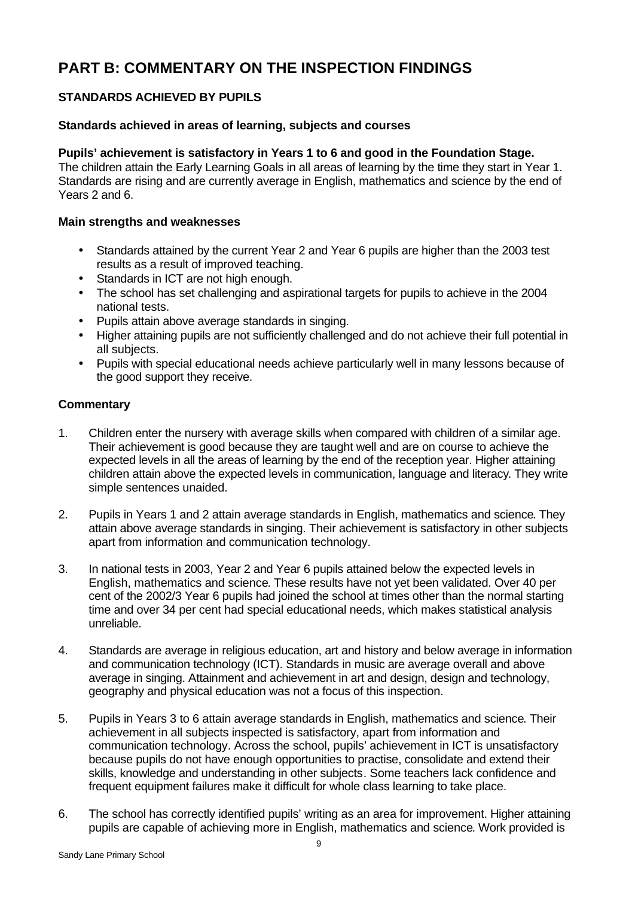# PART B: COMMENTARY ON THE INSPECTION FINDINGS

## STANDARDS ACHIEVED BY PUPILS

### Standards achieved in areas of learning, subjects and courses

**Pupils' achievement is satisfactory in Years 1 to 6 and good in the Foundation Stage.** The children attain the Early Learning Goals in all areas of learning by the time they start in Year 1. Standards are rising and are currently average in English, mathematics and science by the end of Years 2 and 6.

### Main strengths and weaknesses

- Standards attained by the current Year 2 and Year 6 pupils are higher than the 2003 test results as a result of improved teaching.
- Standards in ICT are not high enough.
- The school has set challenging and aspirational targets for pupils to achieve in the 2004 national tests.
- Pupils attain above average standards in singing.
- Higher attaining pupils are not sufficiently challenged and do not achieve their full potential in all subjects.
- Pupils with special educational needs achieve particularly well in many lessons because of the good support they receive.

### Commentary

1. Children enter the nursery with average skills when compared with children of a similar age. Their achievement is good because they are taught well and are on course to achieve the expected levels in all the areas of learning by the end of the reception year. Higher attaining children attain above the expected levels in communication, language and literacy. They write simple sentences unaided.

2. Pupils in Years 1 and 2 attain average standards in English, mathematics and science. They attain above average standards in singing. Their achievement is satisfactory in other subjects apart from information and communication technology.

3. In national tests in 2003, Year 2 and Year 6 pupils attained below the expected levels in English, mathematics and science. These results have not yet been validated. Over 40 per cent of the 2002/3 Year 6 pupils had joined the school at times other than the normal starting time and over 34 per cent had special educational needs, which makes statistical analysis unreliable.

4. Standards are average in religious education, art and history and below average in information and communication technology (ICT). Standards in music are average overall and above average in singing. Attainment and achievement in art and design, design and technology, geography and physical education was not a focus of this inspection.

5. Pupils in Years 3 to 6 attain average standards in English, mathematics and science. Their achievement in all subjects inspected is satisfactory, apart from information and communication technology. Across the school, pupils' achievement in ICT is unsatisfactory because pupils do not have enough opportunities to practise, consolidate and extend their skills, knowledge and understanding in other subjects. Some teachers lack confidence and frequent equipment failures make it difficult for whole class learning to take place.

6. The school has correctly identified pupils' writing as an area for improvement. Higher attaining pupils are capable of achieving more in English, mathematics and science. Work provided is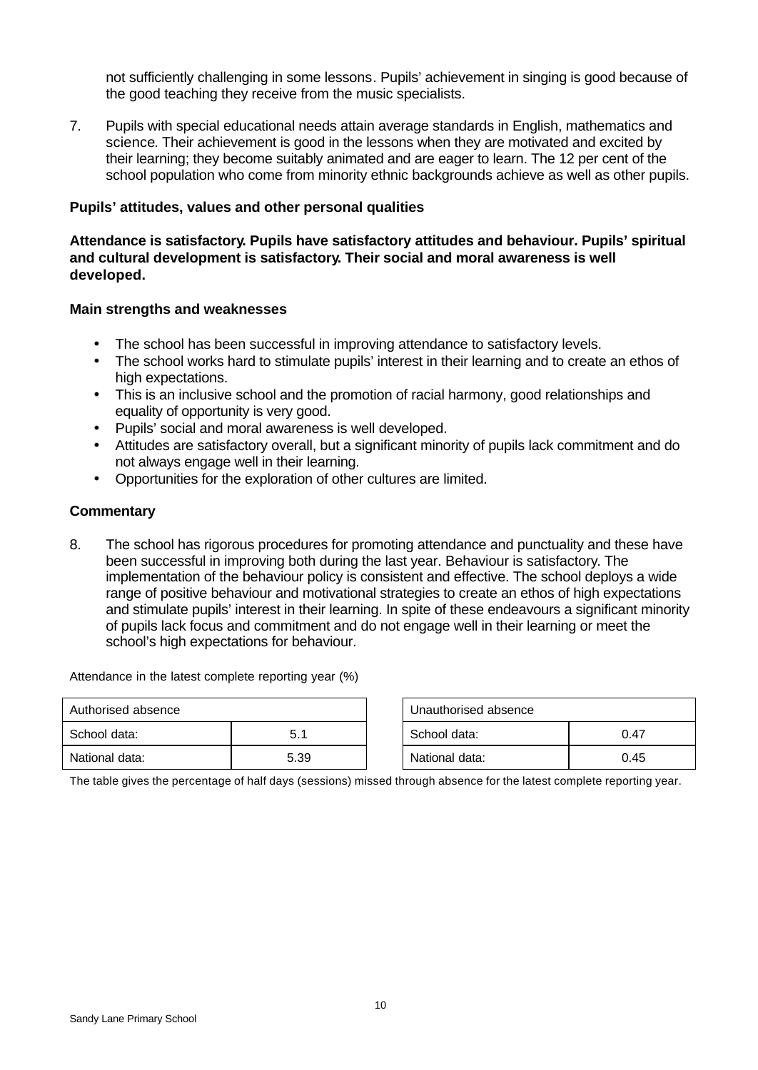not sufficiently challenging in some lessons. Pupils' achievement in singing is good because of the good teaching they receive from the music specialists.

7. Pupils with special educational needs attain average standards in English, mathematics and science. Their achievement is good in the lessons when they are motivated and excited by their learning; they become suitably animated and are eager to learn. The 12 per cent of the school population who come from minority ethnic backgrounds achieve as well as other pupils.

### Pupils' attitudes, values and other personal qualities

**Attendance is satisfactory. Pupils have satisfactory attitudes and behaviour. Pupils' spiritual and cultural development is satisfactory. Their social and moral awareness is well developed.**

#### Main strengths and weaknesses

- The school has been successful in improving attendance to satisfactory levels.
- The school works hard to stimulate pupils' interest in their learning and to create an ethos of high expectations.
- This is an inclusive school and the promotion of racial harmony, good relationships and equality of opportunity is very good.
- Pupils' social and moral awareness is well developed.
- Attitudes are satisfactory overall, but a significant minority of pupils lack commitment and do not always engage well in their learning.
- Opportunities for the exploration of other cultures are limited.

#### Commentary

8. The school has rigorous procedures for promoting attendance and punctuality and these have been successful in improving both during the last year. Behaviour is satisfactory. The implementation of the behaviour policy is consistent and effective. The school deploys a wide range of positive behaviour and motivational strategies to create an ethos of high expectations and stimulate pupils' interest in their learning. In spite of these endeavours a significant minority of pupils lack focus and commitment and do not engage well in their learning or meet the school's high expectations for behaviour.

Attendance in the latest complete reporting year (%)

| Authorised absence | |
|---|---|
| School data: | 5.1 |
| National data: | 5.39 |

| Unauthorised absence | |
|---|---|
| School data: | 0.47 |
| National data: | 0.45 |

The table gives the percentage of half days (sessions) missed through absence for the latest complete reporting year.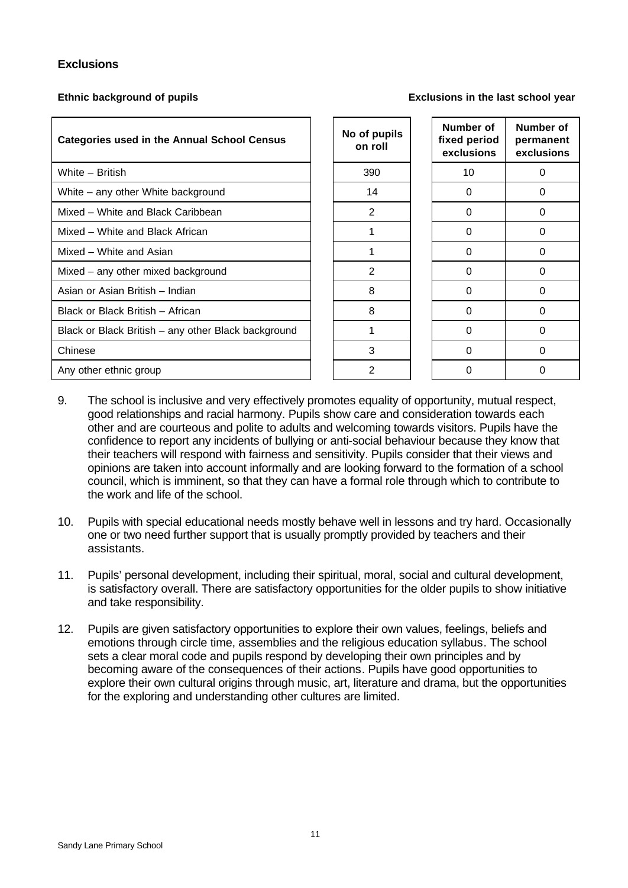### Exclusions

**Ethnic background of pupils** **Exclusions in the last school year**

| Categories used in the Annual School Census | No of pupils on roll | Number of fixed period exclusions | Number of permanent exclusions |
|---|---|---|---|
| White – British | 390 | 10 | 0 |
| White – any other White background | 14 | 0 | 0 |
| Mixed – White and Black Caribbean | 2 | 0 | 0 |
| Mixed – White and Black African | 1 | 0 | 0 |
| Mixed – White and Asian | 1 | 0 | 0 |
| Mixed – any other mixed background | 2 | 0 | 0 |
| Asian or Asian British – Indian | 8 | 0 | 0 |
| Black or Black British – African | 8 | 0 | 0 |
| Black or Black British – any other Black background | 1 | 0 | 0 |
| Chinese | 3 | 0 | 0 |
| Any other ethnic group | 2 | 0 | 0 |

9. The school is inclusive and very effectively promotes equality of opportunity, mutual respect, good relationships and racial harmony. Pupils show care and consideration towards each other and are courteous and polite to adults and welcoming towards visitors. Pupils have the confidence to report any incidents of bullying or anti-social behaviour because they know that their teachers will respond with fairness and sensitivity. Pupils consider that their views and opinions are taken into account informally and are looking forward to the formation of a school council, which is imminent, so that they can have a formal role through which to contribute to the work and life of the school.

10. Pupils with special educational needs mostly behave well in lessons and try hard. Occasionally one or two need further support that is usually promptly provided by teachers and their assistants.

11. Pupils' personal development, including their spiritual, moral, social and cultural development, is satisfactory overall. There are satisfactory opportunities for the older pupils to show initiative and take responsibility.

12. Pupils are given satisfactory opportunities to explore their own values, feelings, beliefs and emotions through circle time, assemblies and the religious education syllabus. The school sets a clear moral code and pupils respond by developing their own principles and by becoming aware of the consequences of their actions. Pupils have good opportunities to explore their own cultural origins through music, art, literature and drama, but the opportunities for the exploring and understanding other cultures are limited.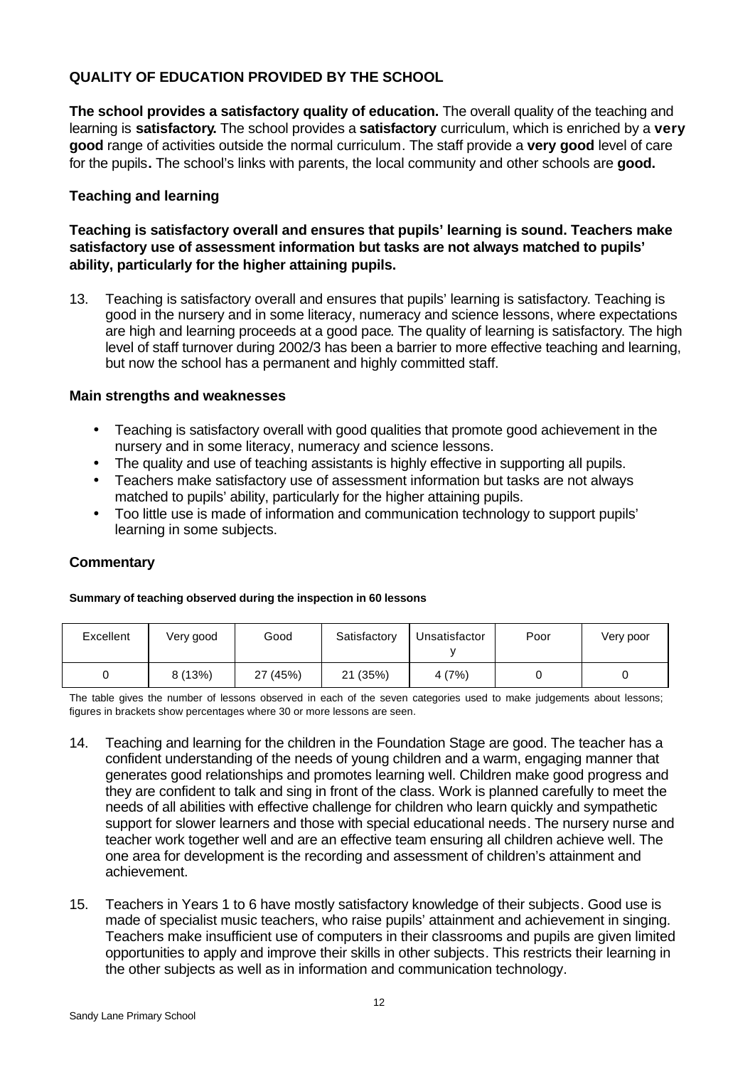## QUALITY OF EDUCATION PROVIDED BY THE SCHOOL

**The school provides a satisfactory quality of education.** The overall quality of the teaching and learning is **satisfactory.** The school provides a **satisfactory** curriculum, which is enriched by a **very good** range of activities outside the normal curriculum. The staff provide a **very good** level of care for the pupils**.** The school's links with parents, the local community and other schools are **good.**

### Teaching and learning

**Teaching is satisfactory overall and ensures that pupils' learning is sound. Teachers make satisfactory use of assessment information but tasks are not always matched to pupils' ability, particularly for the higher attaining pupils.**

13. Teaching is satisfactory overall and ensures that pupils' learning is satisfactory. Teaching is good in the nursery and in some literacy, numeracy and science lessons, where expectations are high and learning proceeds at a good pace. The quality of learning is satisfactory. The high level of staff turnover during 2002/3 has been a barrier to more effective teaching and learning, but now the school has a permanent and highly committed staff.

### Main strengths and weaknesses

- Teaching is satisfactory overall with good qualities that promote good achievement in the nursery and in some literacy, numeracy and science lessons.
- The quality and use of teaching assistants is highly effective in supporting all pupils.
- Teachers make satisfactory use of assessment information but tasks are not always matched to pupils' ability, particularly for the higher attaining pupils.
- Too little use is made of information and communication technology to support pupils' learning in some subjects.

### Commentary

**Summary of teaching observed during the inspection in 60 lessons**

| Excellent | Very good | Good | Satisfactory | Unsatisfactory | Poor | Very poor |
|---|---|---|---|---|---|---|
| 0 | 8 (13%) | 27 (45%) | 21 (35%) | 4 (7%) | 0 | 0 |

The table gives the number of lessons observed in each of the seven categories used to make judgements about lessons; figures in brackets show percentages where 30 or more lessons are seen.

14. Teaching and learning for the children in the Foundation Stage are good. The teacher has a confident understanding of the needs of young children and a warm, engaging manner that generates good relationships and promotes learning well. Children make good progress and they are confident to talk and sing in front of the class. Work is planned carefully to meet the needs of all abilities with effective challenge for children who learn quickly and sympathetic support for slower learners and those with special educational needs. The nursery nurse and teacher work together well and are an effective team ensuring all children achieve well. The one area for development is the recording and assessment of children's attainment and achievement.

15. Teachers in Years 1 to 6 have mostly satisfactory knowledge of their subjects. Good use is made of specialist music teachers, who raise pupils' attainment and achievement in singing. Teachers make insufficient use of computers in their classrooms and pupils are given limited opportunities to apply and improve their skills in other subjects. This restricts their learning in the other subjects as well as in information and communication technology.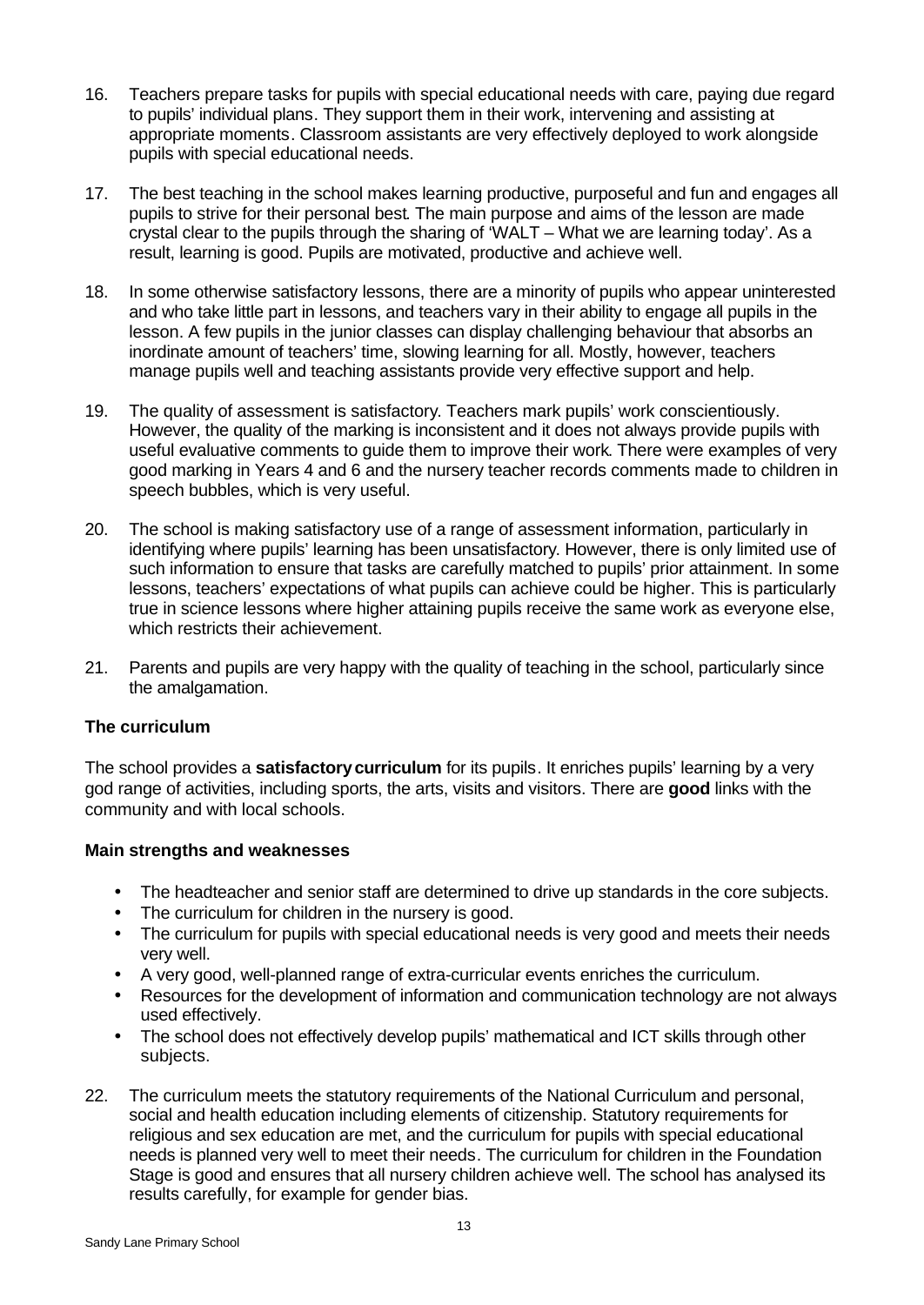16. Teachers prepare tasks for pupils with special educational needs with care, paying due regard to pupils' individual plans. They support them in their work, intervening and assisting at appropriate moments. Classroom assistants are very effectively deployed to work alongside pupils with special educational needs.

17. The best teaching in the school makes learning productive, purposeful and fun and engages all pupils to strive for their personal best. The main purpose and aims of the lesson are made crystal clear to the pupils through the sharing of 'WALT – What we are learning today'. As a result, learning is good. Pupils are motivated, productive and achieve well.

18. In some otherwise satisfactory lessons, there are a minority of pupils who appear uninterested and who take little part in lessons, and teachers vary in their ability to engage all pupils in the lesson. A few pupils in the junior classes can display challenging behaviour that absorbs an inordinate amount of teachers' time, slowing learning for all. Mostly, however, teachers manage pupils well and teaching assistants provide very effective support and help.

19. The quality of assessment is satisfactory. Teachers mark pupils' work conscientiously. However, the quality of the marking is inconsistent and it does not always provide pupils with useful evaluative comments to guide them to improve their work. There were examples of very good marking in Years 4 and 6 and the nursery teacher records comments made to children in speech bubbles, which is very useful.

20. The school is making satisfactory use of a range of assessment information, particularly in identifying where pupils' learning has been unsatisfactory. However, there is only limited use of such information to ensure that tasks are carefully matched to pupils' prior attainment. In some lessons, teachers' expectations of what pupils can achieve could be higher. This is particularly true in science lessons where higher attaining pupils receive the same work as everyone else, which restricts their achievement.

21. Parents and pupils are very happy with the quality of teaching in the school, particularly since the amalgamation.

### The curriculum

The school provides a **satisfactory curriculum** for its pupils. It enriches pupils' learning by a very god range of activities, including sports, the arts, visits and visitors. There are **good** links with the community and with local schools.

#### Main strengths and weaknesses

- The headteacher and senior staff are determined to drive up standards in the core subjects.
- The curriculum for children in the nursery is good.
- The curriculum for pupils with special educational needs is very good and meets their needs very well.
- A very good, well-planned range of extra-curricular events enriches the curriculum.
- Resources for the development of information and communication technology are not always used effectively.
- The school does not effectively develop pupils' mathematical and ICT skills through other subjects.

22. The curriculum meets the statutory requirements of the National Curriculum and personal, social and health education including elements of citizenship. Statutory requirements for religious and sex education are met, and the curriculum for pupils with special educational needs is planned very well to meet their needs. The curriculum for children in the Foundation Stage is good and ensures that all nursery children achieve well. The school has analysed its results carefully, for example for gender bias.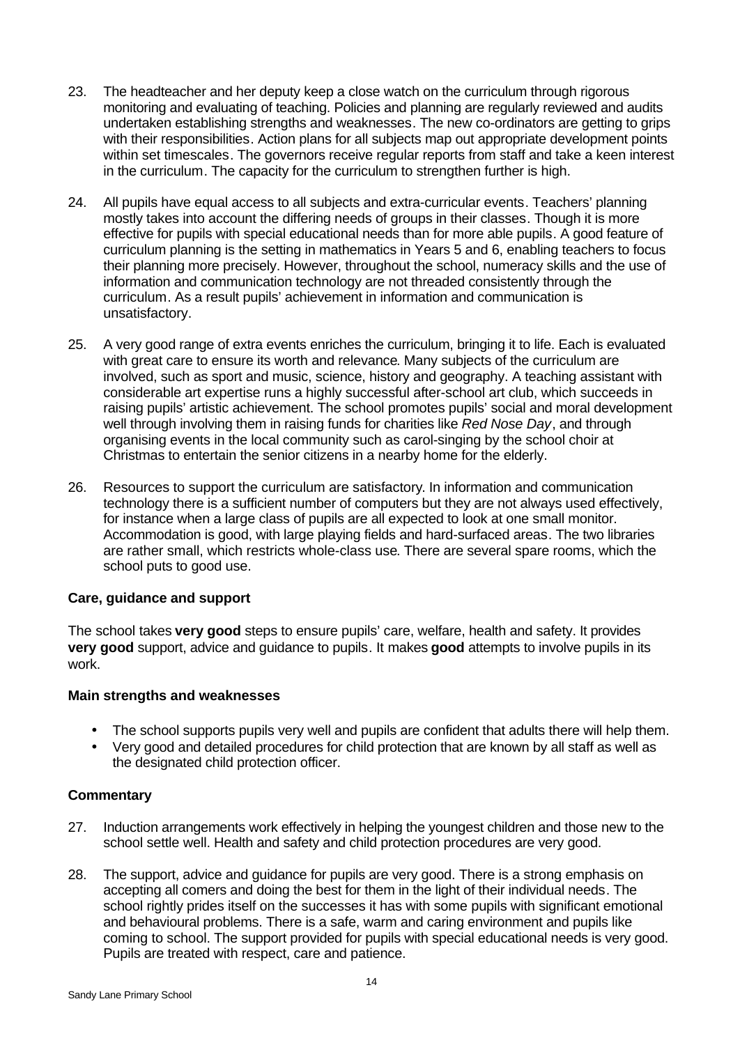23. The headteacher and her deputy keep a close watch on the curriculum through rigorous monitoring and evaluating of teaching. Policies and planning are regularly reviewed and audits undertaken establishing strengths and weaknesses. The new co-ordinators are getting to grips with their responsibilities. Action plans for all subjects map out appropriate development points within set timescales. The governors receive regular reports from staff and take a keen interest in the curriculum. The capacity for the curriculum to strengthen further is high.

24. All pupils have equal access to all subjects and extra-curricular events. Teachers' planning mostly takes into account the differing needs of groups in their classes. Though it is more effective for pupils with special educational needs than for more able pupils. A good feature of curriculum planning is the setting in mathematics in Years 5 and 6, enabling teachers to focus their planning more precisely. However, throughout the school, numeracy skills and the use of information and communication technology are not threaded consistently through the curriculum. As a result pupils' achievement in information and communication is unsatisfactory.

25. A very good range of extra events enriches the curriculum, bringing it to life. Each is evaluated with great care to ensure its worth and relevance. Many subjects of the curriculum are involved, such as sport and music, science, history and geography. A teaching assistant with considerable art expertise runs a highly successful after-school art club, which succeeds in raising pupils' artistic achievement. The school promotes pupils' social and moral development well through involving them in raising funds for charities like *Red Nose Day*, and through organising events in the local community such as carol-singing by the school choir at Christmas to entertain the senior citizens in a nearby home for the elderly.

26. Resources to support the curriculum are satisfactory. In information and communication technology there is a sufficient number of computers but they are not always used effectively, for instance when a large class of pupils are all expected to look at one small monitor. Accommodation is good, with large playing fields and hard-surfaced areas. The two libraries are rather small, which restricts whole-class use. There are several spare rooms, which the school puts to good use.

### Care, guidance and support

The school takes **very good** steps to ensure pupils' care, welfare, health and safety. It provides **very good** support, advice and guidance to pupils. It makes **good** attempts to involve pupils in its work.

#### Main strengths and weaknesses

- The school supports pupils very well and pupils are confident that adults there will help them.
- Very good and detailed procedures for child protection that are known by all staff as well as the designated child protection officer.

#### Commentary

27. Induction arrangements work effectively in helping the youngest children and those new to the school settle well. Health and safety and child protection procedures are very good.

28. The support, advice and guidance for pupils are very good. There is a strong emphasis on accepting all comers and doing the best for them in the light of their individual needs. The school rightly prides itself on the successes it has with some pupils with significant emotional and behavioural problems. There is a safe, warm and caring environment and pupils like coming to school. The support provided for pupils with special educational needs is very good. Pupils are treated with respect, care and patience.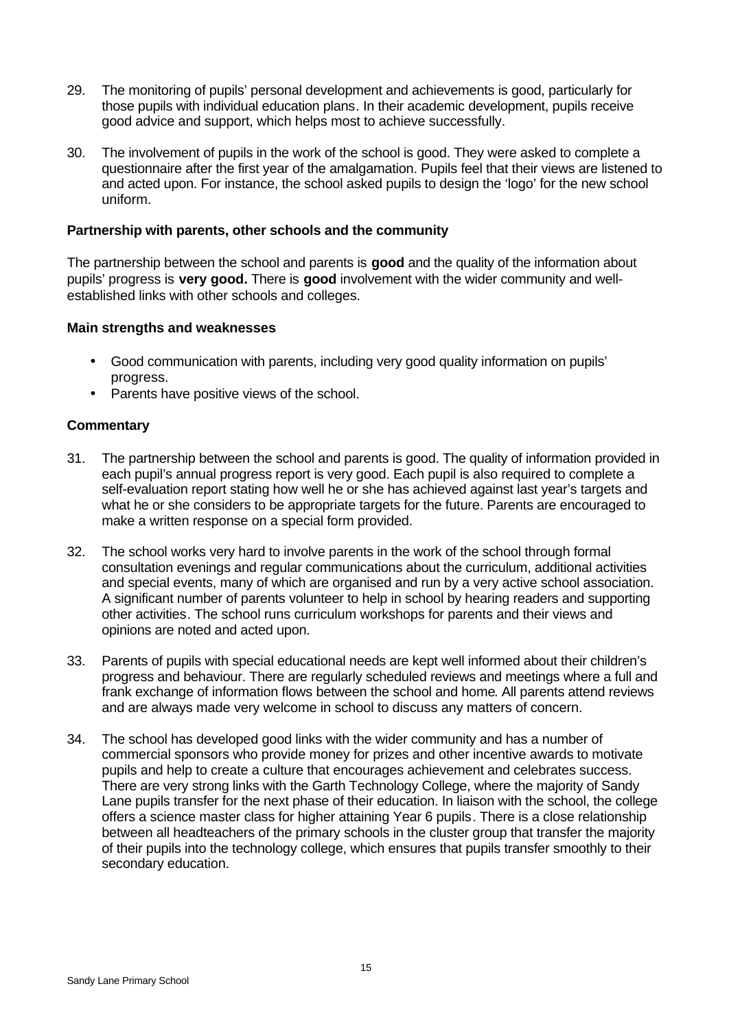29. The monitoring of pupils' personal development and achievements is good, particularly for those pupils with individual education plans. In their academic development, pupils receive good advice and support, which helps most to achieve successfully.

30. The involvement of pupils in the work of the school is good. They were asked to complete a questionnaire after the first year of the amalgamation. Pupils feel that their views are listened to and acted upon. For instance, the school asked pupils to design the 'logo' for the new school uniform.

### Partnership with parents, other schools and the community

The partnership between the school and parents is **good** and the quality of the information about pupils' progress is **very good.** There is **good** involvement with the wider community and well-established links with other schools and colleges.

#### Main strengths and weaknesses

- Good communication with parents, including very good quality information on pupils' progress.
- Parents have positive views of the school.

#### Commentary

31. The partnership between the school and parents is good. The quality of information provided in each pupil's annual progress report is very good. Each pupil is also required to complete a self-evaluation report stating how well he or she has achieved against last year's targets and what he or she considers to be appropriate targets for the future. Parents are encouraged to make a written response on a special form provided.

32. The school works very hard to involve parents in the work of the school through formal consultation evenings and regular communications about the curriculum, additional activities and special events, many of which are organised and run by a very active school association. A significant number of parents volunteer to help in school by hearing readers and supporting other activities. The school runs curriculum workshops for parents and their views and opinions are noted and acted upon.

33. Parents of pupils with special educational needs are kept well informed about their children's progress and behaviour. There are regularly scheduled reviews and meetings where a full and frank exchange of information flows between the school and home. All parents attend reviews and are always made very welcome in school to discuss any matters of concern.

34. The school has developed good links with the wider community and has a number of commercial sponsors who provide money for prizes and other incentive awards to motivate pupils and help to create a culture that encourages achievement and celebrates success. There are very strong links with the Garth Technology College, where the majority of Sandy Lane pupils transfer for the next phase of their education. In liaison with the school, the college offers a science master class for higher attaining Year 6 pupils. There is a close relationship between all headteachers of the primary schools in the cluster group that transfer the majority of their pupils into the technology college, which ensures that pupils transfer smoothly to their secondary education.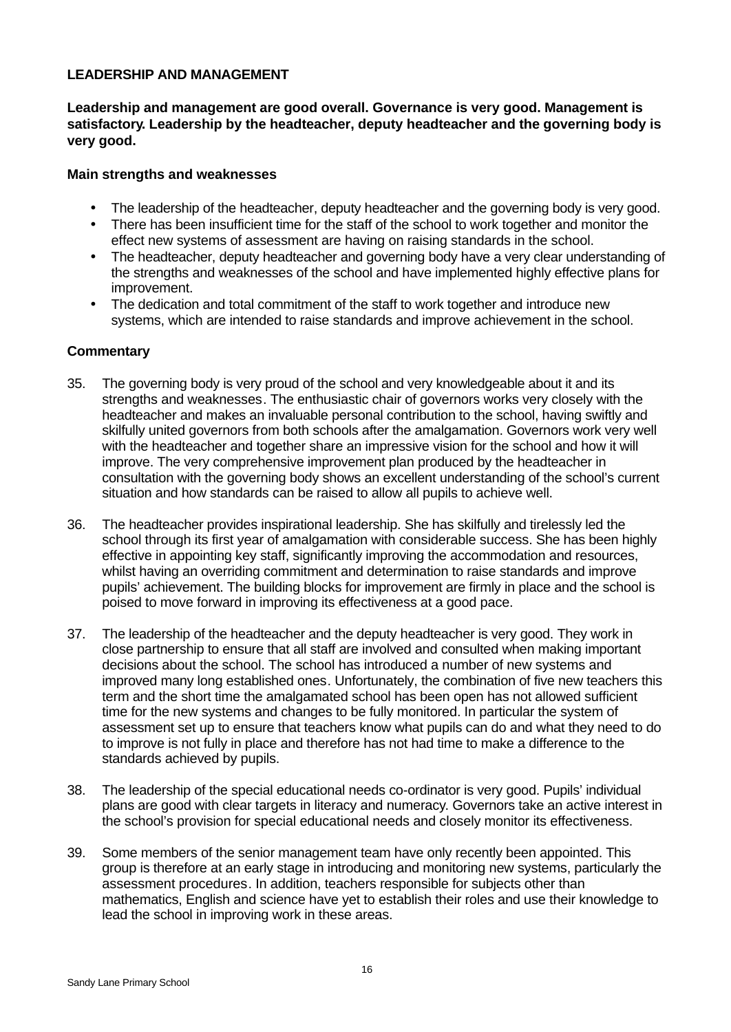## LEADERSHIP AND MANAGEMENT

**Leadership and management are good overall. Governance is very good. Management is satisfactory. Leadership by the headteacher, deputy headteacher and the governing body is very good.**

### Main strengths and weaknesses

- The leadership of the headteacher, deputy headteacher and the governing body is very good.
- There has been insufficient time for the staff of the school to work together and monitor the effect new systems of assessment are having on raising standards in the school.
- The headteacher, deputy headteacher and governing body have a very clear understanding of the strengths and weaknesses of the school and have implemented highly effective plans for improvement.
- The dedication and total commitment of the staff to work together and introduce new systems, which are intended to raise standards and improve achievement in the school.

### Commentary

35. The governing body is very proud of the school and very knowledgeable about it and its strengths and weaknesses. The enthusiastic chair of governors works very closely with the headteacher and makes an invaluable personal contribution to the school, having swiftly and skilfully united governors from both schools after the amalgamation. Governors work very well with the headteacher and together share an impressive vision for the school and how it will improve. The very comprehensive improvement plan produced by the headteacher in consultation with the governing body shows an excellent understanding of the school's current situation and how standards can be raised to allow all pupils to achieve well.

36. The headteacher provides inspirational leadership. She has skilfully and tirelessly led the school through its first year of amalgamation with considerable success. She has been highly effective in appointing key staff, significantly improving the accommodation and resources, whilst having an overriding commitment and determination to raise standards and improve pupils' achievement. The building blocks for improvement are firmly in place and the school is poised to move forward in improving its effectiveness at a good pace.

37. The leadership of the headteacher and the deputy headteacher is very good. They work in close partnership to ensure that all staff are involved and consulted when making important decisions about the school. The school has introduced a number of new systems and improved many long established ones. Unfortunately, the combination of five new teachers this term and the short time the amalgamated school has been open has not allowed sufficient time for the new systems and changes to be fully monitored. In particular the system of assessment set up to ensure that teachers know what pupils can do and what they need to do to improve is not fully in place and therefore has not had time to make a difference to the standards achieved by pupils.

38. The leadership of the special educational needs co-ordinator is very good. Pupils' individual plans are good with clear targets in literacy and numeracy. Governors take an active interest in the school's provision for special educational needs and closely monitor its effectiveness.

39. Some members of the senior management team have only recently been appointed. This group is therefore at an early stage in introducing and monitoring new systems, particularly the assessment procedures. In addition, teachers responsible for subjects other than mathematics, English and science have yet to establish their roles and use their knowledge to lead the school in improving work in these areas.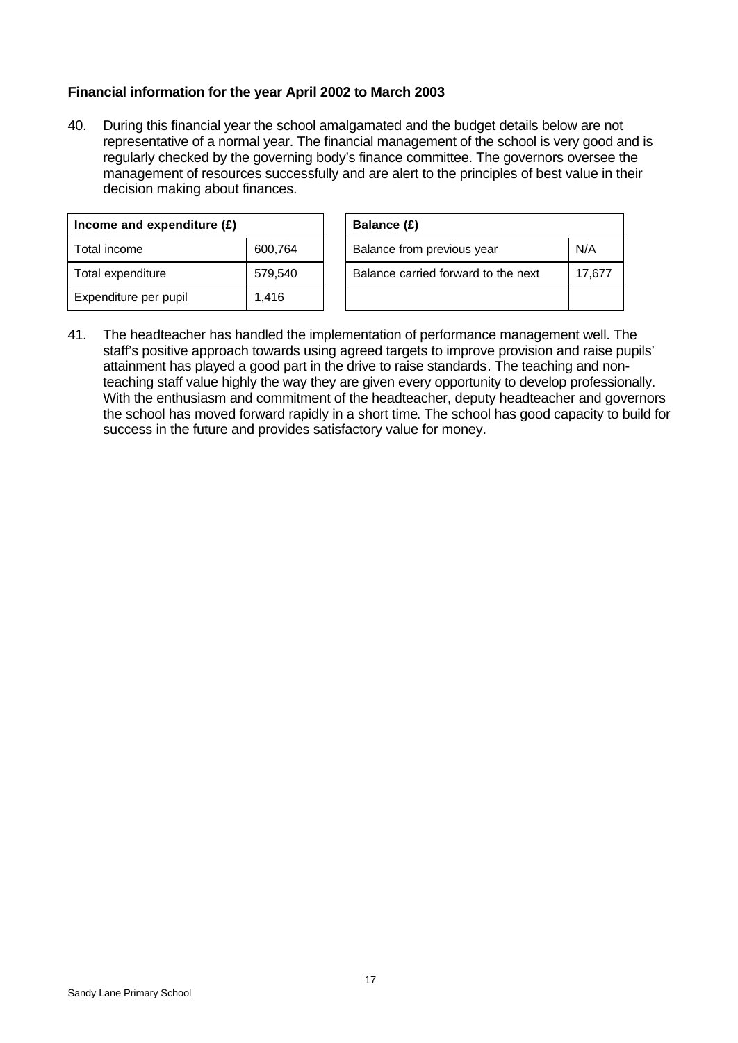### Financial information for the year April 2002 to March 2003

40. During this financial year the school amalgamated and the budget details below are not representative of a normal year. The financial management of the school is very good and is regularly checked by the governing body's finance committee. The governors oversee the management of resources successfully and are alert to the principles of best value in their decision making about finances.

| Income and expenditure (£) | |
|---|---|
| Total income | 600,764 |
| Total expenditure | 579,540 |
| Expenditure per pupil | 1,416 |

| Balance (£) | |
|---|---|
| Balance from previous year | N/A |
| Balance carried forward to the next | 17,677 |
| | |

41. The headteacher has handled the implementation of performance management well. The staff's positive approach towards using agreed targets to improve provision and raise pupils' attainment has played a good part in the drive to raise standards. The teaching and non-teaching staff value highly the way they are given every opportunity to develop professionally. With the enthusiasm and commitment of the headteacher, deputy headteacher and governors the school has moved forward rapidly in a short time. The school has good capacity to build for success in the future and provides satisfactory value for money.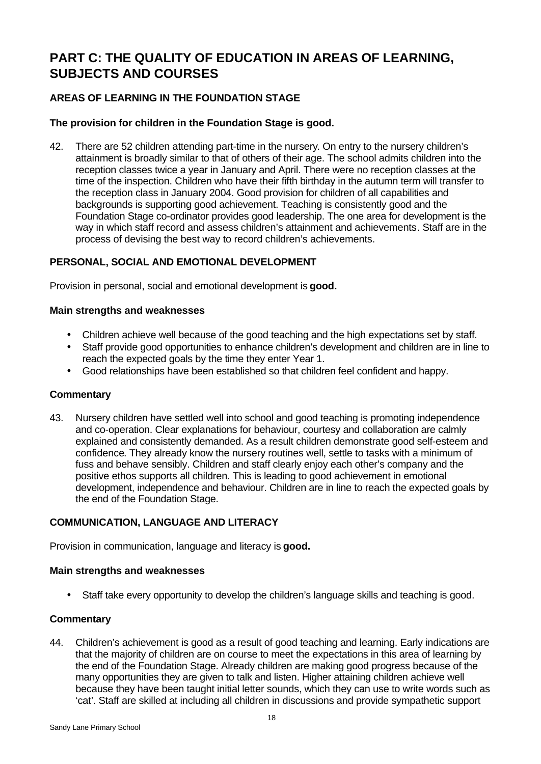# PART C: THE QUALITY OF EDUCATION IN AREAS OF LEARNING, SUBJECTS AND COURSES

### AREAS OF LEARNING IN THE FOUNDATION STAGE

**The provision for children in the Foundation Stage is good.**

42. There are 52 children attending part-time in the nursery. On entry to the nursery children's attainment is broadly similar to that of others of their age. The school admits children into the reception classes twice a year in January and April. There were no reception classes at the time of the inspection. Children who have their fifth birthday in the autumn term will transfer to the reception class in January 2004. Good provision for children of all capabilities and backgrounds is supporting good achievement. Teaching is consistently good and the Foundation Stage co-ordinator provides good leadership. The one area for development is the way in which staff record and assess children's attainment and achievements. Staff are in the process of devising the best way to record children's achievements.

### PERSONAL, SOCIAL AND EMOTIONAL DEVELOPMENT

Provision in personal, social and emotional development is **good.**

**Main strengths and weaknesses**

- Children achieve well because of the good teaching and the high expectations set by staff.
- Staff provide good opportunities to enhance children's development and children are in line to reach the expected goals by the time they enter Year 1.
- Good relationships have been established so that children feel confident and happy.

**Commentary**

43. Nursery children have settled well into school and good teaching is promoting independence and co-operation. Clear explanations for behaviour, courtesy and collaboration are calmly explained and consistently demanded. As a result children demonstrate good self-esteem and confidence. They already know the nursery routines well, settle to tasks with a minimum of fuss and behave sensibly. Children and staff clearly enjoy each other's company and the positive ethos supports all children. This is leading to good achievement in emotional development, independence and behaviour. Children are in line to reach the expected goals by the end of the Foundation Stage.

### COMMUNICATION, LANGUAGE AND LITERACY

Provision in communication, language and literacy is **good.**

**Main strengths and weaknesses**

- Staff take every opportunity to develop the children's language skills and teaching is good.

**Commentary**

44. Children's achievement is good as a result of good teaching and learning. Early indications are that the majority of children are on course to meet the expectations in this area of learning by the end of the Foundation Stage. Already children are making good progress because of the many opportunities they are given to talk and listen. Higher attaining children achieve well because they have been taught initial letter sounds, which they can use to write words such as 'cat'. Staff are skilled at including all children in discussions and provide sympathetic support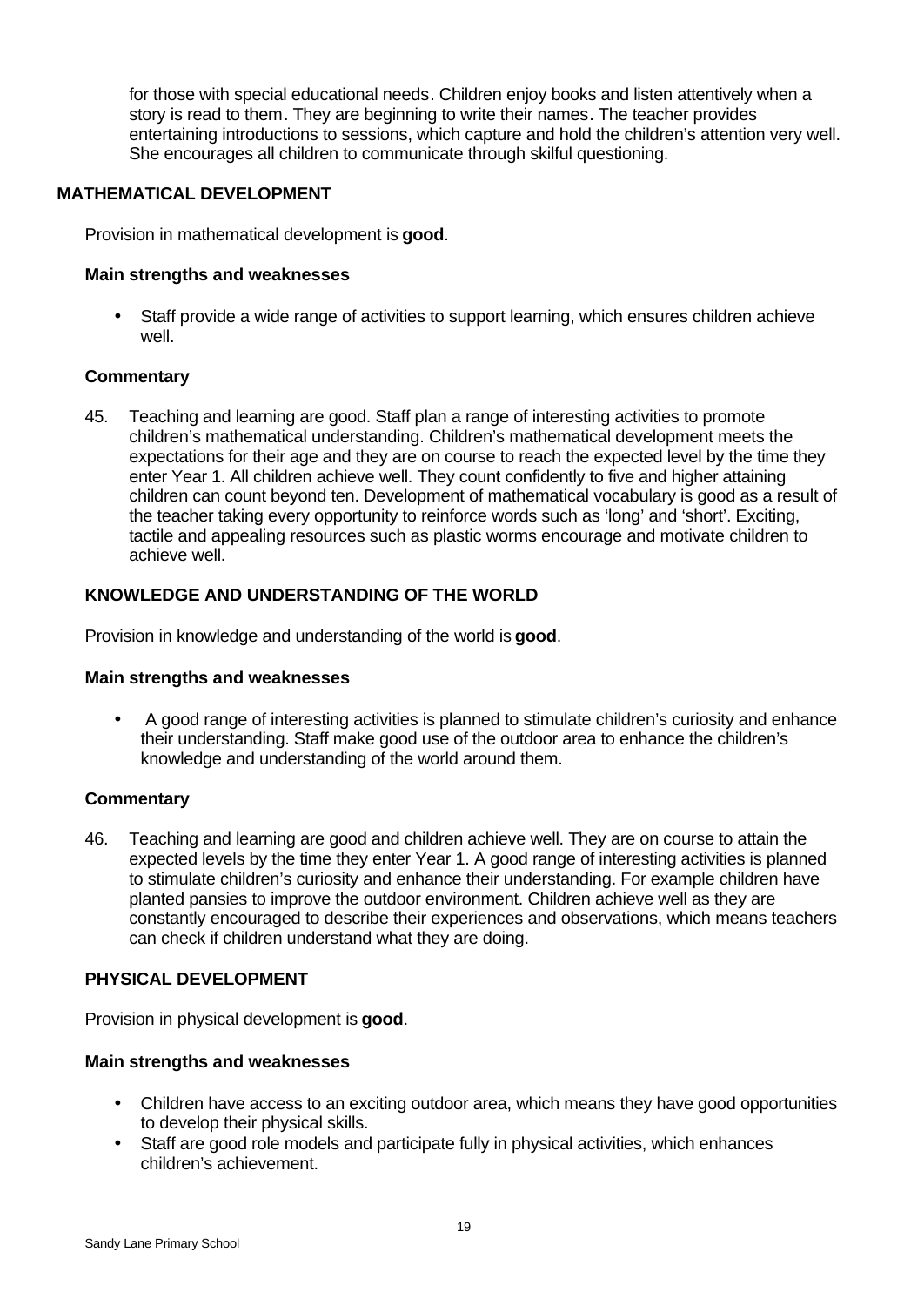for those with special educational needs. Children enjoy books and listen attentively when a story is read to them. They are beginning to write their names. The teacher provides entertaining introductions to sessions, which capture and hold the children's attention very well. She encourages all children to communicate through skilful questioning.

## MATHEMATICAL DEVELOPMENT

Provision in mathematical development is **good**.

### Main strengths and weaknesses

- Staff provide a wide range of activities to support learning, which ensures children achieve well.

### Commentary

45. Teaching and learning are good. Staff plan a range of interesting activities to promote children's mathematical understanding. Children's mathematical development meets the expectations for their age and they are on course to reach the expected level by the time they enter Year 1. All children achieve well. They count confidently to five and higher attaining children can count beyond ten. Development of mathematical vocabulary is good as a result of the teacher taking every opportunity to reinforce words such as 'long' and 'short'. Exciting, tactile and appealing resources such as plastic worms encourage and motivate children to achieve well.

## KNOWLEDGE AND UNDERSTANDING OF THE WORLD

Provision in knowledge and understanding of the world is **good**.

### Main strengths and weaknesses

- A good range of interesting activities is planned to stimulate children's curiosity and enhance their understanding. Staff make good use of the outdoor area to enhance the children's knowledge and understanding of the world around them.

### Commentary

46. Teaching and learning are good and children achieve well. They are on course to attain the expected levels by the time they enter Year 1. A good range of interesting activities is planned to stimulate children's curiosity and enhance their understanding. For example children have planted pansies to improve the outdoor environment. Children achieve well as they are constantly encouraged to describe their experiences and observations, which means teachers can check if children understand what they are doing.

## PHYSICAL DEVELOPMENT

Provision in physical development is **good**.

### Main strengths and weaknesses

- Children have access to an exciting outdoor area, which means they have good opportunities to develop their physical skills.
- Staff are good role models and participate fully in physical activities, which enhances children's achievement.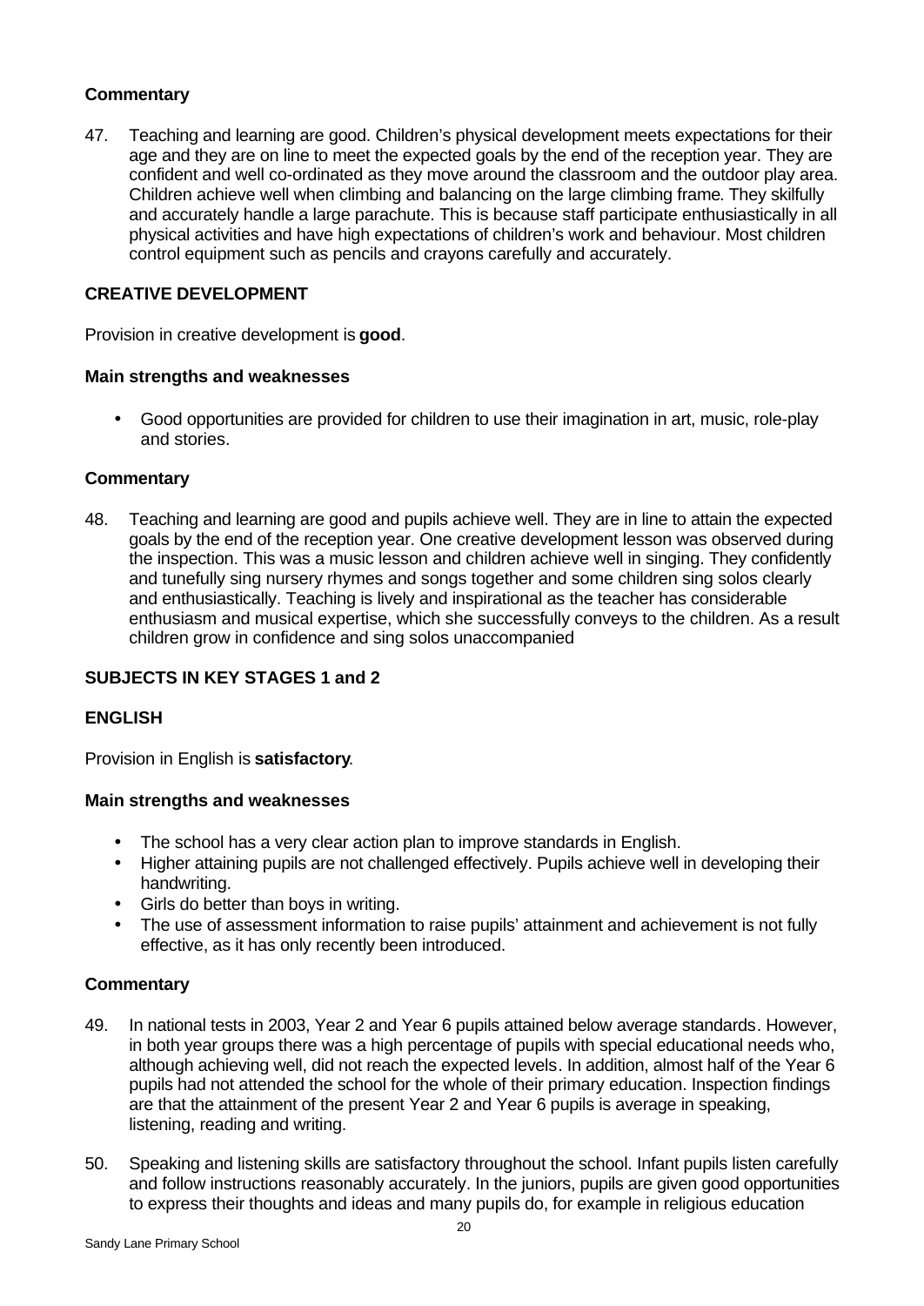**Commentary**

47. Teaching and learning are good. Children's physical development meets expectations for their age and they are on line to meet the expected goals by the end of the reception year. They are confident and well co-ordinated as they move around the classroom and the outdoor play area. Children achieve well when climbing and balancing on the large climbing frame. They skilfully and accurately handle a large parachute. This is because staff participate enthusiastically in all physical activities and have high expectations of children's work and behaviour. Most children control equipment such as pencils and crayons carefully and accurately.

**CREATIVE DEVELOPMENT**

Provision in creative development is **good**.

**Main strengths and weaknesses**

- Good opportunities are provided for children to use their imagination in art, music, role-play and stories.

**Commentary**

48. Teaching and learning are good and pupils achieve well. They are in line to attain the expected goals by the end of the reception year. One creative development lesson was observed during the inspection. This was a music lesson and children achieve well in singing. They confidently and tunefully sing nursery rhymes and songs together and some children sing solos clearly and enthusiastically. Teaching is lively and inspirational as the teacher has considerable enthusiasm and musical expertise, which she successfully conveys to the children. As a result children grow in confidence and sing solos unaccompanied

**SUBJECTS IN KEY STAGES 1 and 2**

**ENGLISH**

Provision in English is **satisfactory**.

**Main strengths and weaknesses**

- The school has a very clear action plan to improve standards in English.
- Higher attaining pupils are not challenged effectively. Pupils achieve well in developing their handwriting.
- Girls do better than boys in writing.
- The use of assessment information to raise pupils' attainment and achievement is not fully effective, as it has only recently been introduced.

**Commentary**

49. In national tests in 2003, Year 2 and Year 6 pupils attained below average standards. However, in both year groups there was a high percentage of pupils with special educational needs who, although achieving well, did not reach the expected levels. In addition, almost half of the Year 6 pupils had not attended the school for the whole of their primary education. Inspection findings are that the attainment of the present Year 2 and Year 6 pupils is average in speaking, listening, reading and writing.

50. Speaking and listening skills are satisfactory throughout the school. Infant pupils listen carefully and follow instructions reasonably accurately. In the juniors, pupils are given good opportunities to express their thoughts and ideas and many pupils do, for example in religious education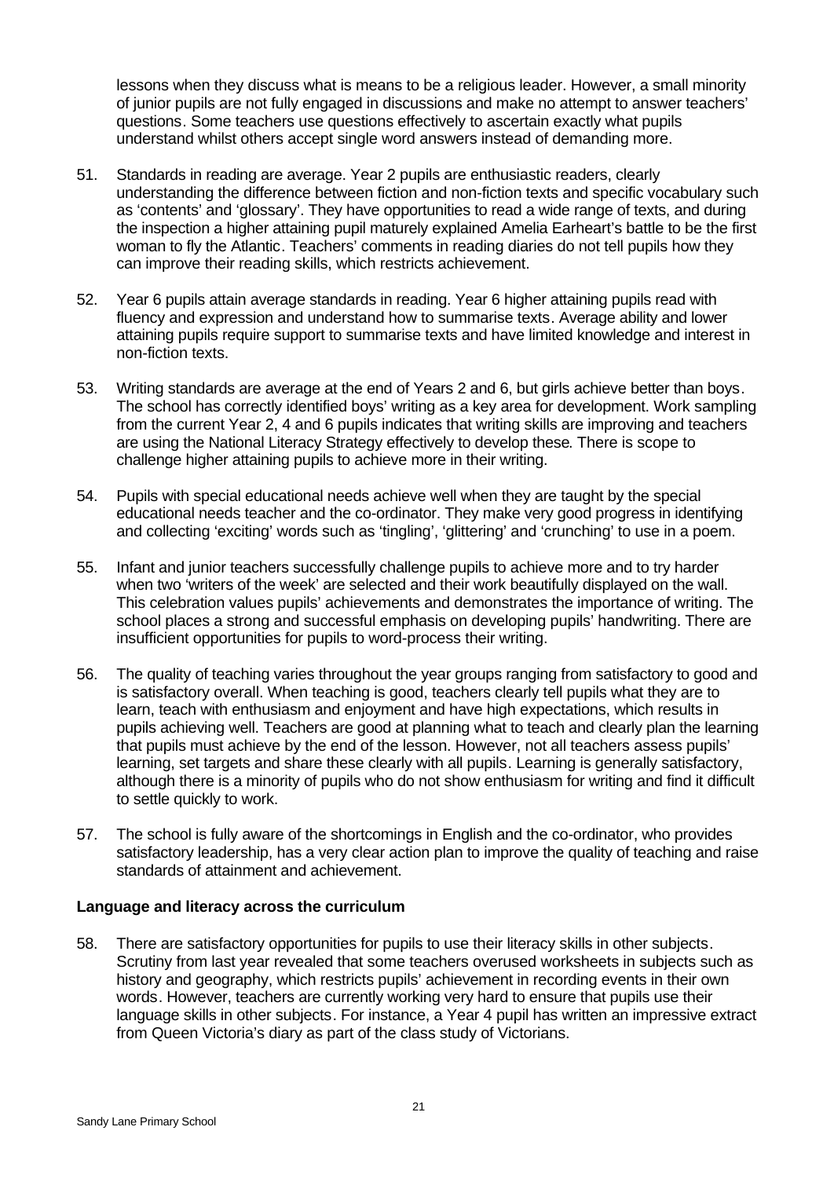lessons when they discuss what is means to be a religious leader. However, a small minority of junior pupils are not fully engaged in discussions and make no attempt to answer teachers' questions. Some teachers use questions effectively to ascertain exactly what pupils understand whilst others accept single word answers instead of demanding more.

51. Standards in reading are average. Year 2 pupils are enthusiastic readers, clearly understanding the difference between fiction and non-fiction texts and specific vocabulary such as 'contents' and 'glossary'. They have opportunities to read a wide range of texts, and during the inspection a higher attaining pupil maturely explained Amelia Earheart's battle to be the first woman to fly the Atlantic. Teachers' comments in reading diaries do not tell pupils how they can improve their reading skills, which restricts achievement.

52. Year 6 pupils attain average standards in reading. Year 6 higher attaining pupils read with fluency and expression and understand how to summarise texts. Average ability and lower attaining pupils require support to summarise texts and have limited knowledge and interest in non-fiction texts.

53. Writing standards are average at the end of Years 2 and 6, but girls achieve better than boys. The school has correctly identified boys' writing as a key area for development. Work sampling from the current Year 2, 4 and 6 pupils indicates that writing skills are improving and teachers are using the National Literacy Strategy effectively to develop these. There is scope to challenge higher attaining pupils to achieve more in their writing.

54. Pupils with special educational needs achieve well when they are taught by the special educational needs teacher and the co-ordinator. They make very good progress in identifying and collecting 'exciting' words such as 'tingling', 'glittering' and 'crunching' to use in a poem.

55. Infant and junior teachers successfully challenge pupils to achieve more and to try harder when two 'writers of the week' are selected and their work beautifully displayed on the wall. This celebration values pupils' achievements and demonstrates the importance of writing. The school places a strong and successful emphasis on developing pupils' handwriting. There are insufficient opportunities for pupils to word-process their writing.

56. The quality of teaching varies throughout the year groups ranging from satisfactory to good and is satisfactory overall. When teaching is good, teachers clearly tell pupils what they are to learn, teach with enthusiasm and enjoyment and have high expectations, which results in pupils achieving well. Teachers are good at planning what to teach and clearly plan the learning that pupils must achieve by the end of the lesson. However, not all teachers assess pupils' learning, set targets and share these clearly with all pupils. Learning is generally satisfactory, although there is a minority of pupils who do not show enthusiasm for writing and find it difficult to settle quickly to work.

57. The school is fully aware of the shortcomings in English and the co-ordinator, who provides satisfactory leadership, has a very clear action plan to improve the quality of teaching and raise standards of attainment and achievement.

**Language and literacy across the curriculum**

58. There are satisfactory opportunities for pupils to use their literacy skills in other subjects. Scrutiny from last year revealed that some teachers overused worksheets in subjects such as history and geography, which restricts pupils' achievement in recording events in their own words. However, teachers are currently working very hard to ensure that pupils use their language skills in other subjects. For instance, a Year 4 pupil has written an impressive extract from Queen Victoria's diary as part of the class study of Victorians.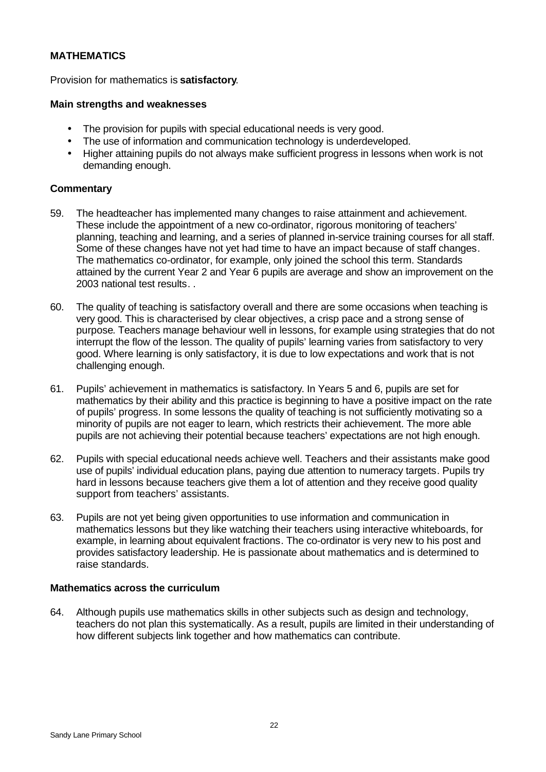## MATHEMATICS

Provision for mathematics is **satisfactory**.

### Main strengths and weaknesses

- The provision for pupils with special educational needs is very good.
- The use of information and communication technology is underdeveloped.
- Higher attaining pupils do not always make sufficient progress in lessons when work is not demanding enough.

### Commentary

59. The headteacher has implemented many changes to raise attainment and achievement. These include the appointment of a new co-ordinator, rigorous monitoring of teachers' planning, teaching and learning, and a series of planned in-service training courses for all staff. Some of these changes have not yet had time to have an impact because of staff changes. The mathematics co-ordinator, for example, only joined the school this term. Standards attained by the current Year 2 and Year 6 pupils are average and show an improvement on the 2003 national test results. .

60. The quality of teaching is satisfactory overall and there are some occasions when teaching is very good. This is characterised by clear objectives, a crisp pace and a strong sense of purpose. Teachers manage behaviour well in lessons, for example using strategies that do not interrupt the flow of the lesson. The quality of pupils' learning varies from satisfactory to very good. Where learning is only satisfactory, it is due to low expectations and work that is not challenging enough.

61. Pupils' achievement in mathematics is satisfactory. In Years 5 and 6, pupils are set for mathematics by their ability and this practice is beginning to have a positive impact on the rate of pupils' progress. In some lessons the quality of teaching is not sufficiently motivating so a minority of pupils are not eager to learn, which restricts their achievement. The more able pupils are not achieving their potential because teachers' expectations are not high enough.

62. Pupils with special educational needs achieve well. Teachers and their assistants make good use of pupils' individual education plans, paying due attention to numeracy targets. Pupils try hard in lessons because teachers give them a lot of attention and they receive good quality support from teachers' assistants.

63. Pupils are not yet being given opportunities to use information and communication in mathematics lessons but they like watching their teachers using interactive whiteboards, for example, in learning about equivalent fractions. The co-ordinator is very new to his post and provides satisfactory leadership. He is passionate about mathematics and is determined to raise standards.

### Mathematics across the curriculum

64. Although pupils use mathematics skills in other subjects such as design and technology, teachers do not plan this systematically. As a result, pupils are limited in their understanding of how different subjects link together and how mathematics can contribute.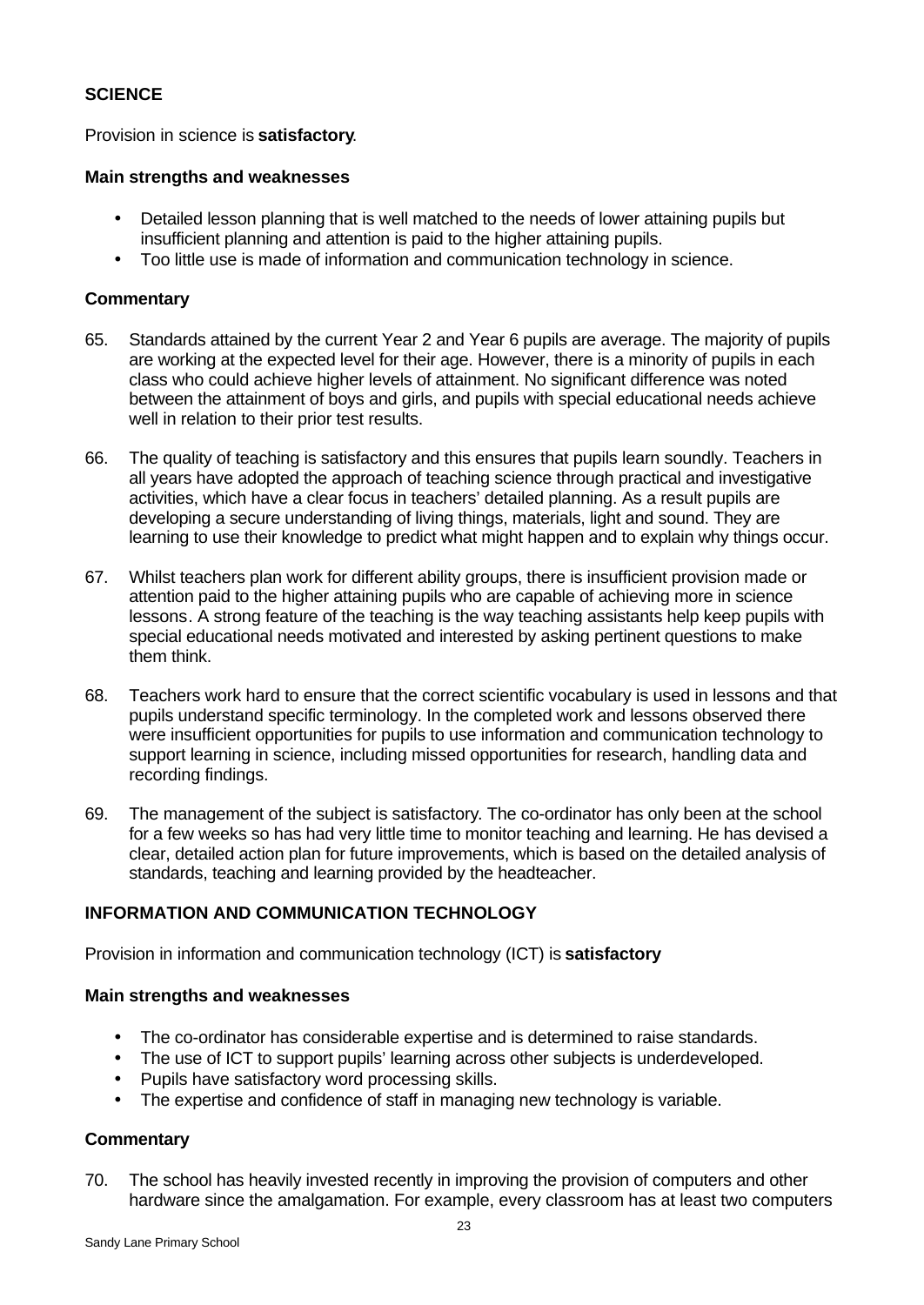## SCIENCE

Provision in science is **satisfactory**.

### Main strengths and weaknesses

- Detailed lesson planning that is well matched to the needs of lower attaining pupils but insufficient planning and attention is paid to the higher attaining pupils.
- Too little use is made of information and communication technology in science.

### Commentary

65. Standards attained by the current Year 2 and Year 6 pupils are average. The majority of pupils are working at the expected level for their age. However, there is a minority of pupils in each class who could achieve higher levels of attainment. No significant difference was noted between the attainment of boys and girls, and pupils with special educational needs achieve well in relation to their prior test results.

66. The quality of teaching is satisfactory and this ensures that pupils learn soundly. Teachers in all years have adopted the approach of teaching science through practical and investigative activities, which have a clear focus in teachers' detailed planning. As a result pupils are developing a secure understanding of living things, materials, light and sound. They are learning to use their knowledge to predict what might happen and to explain why things occur.

67. Whilst teachers plan work for different ability groups, there is insufficient provision made or attention paid to the higher attaining pupils who are capable of achieving more in science lessons. A strong feature of the teaching is the way teaching assistants help keep pupils with special educational needs motivated and interested by asking pertinent questions to make them think.

68. Teachers work hard to ensure that the correct scientific vocabulary is used in lessons and that pupils understand specific terminology. In the completed work and lessons observed there were insufficient opportunities for pupils to use information and communication technology to support learning in science, including missed opportunities for research, handling data and recording findings.

69. The management of the subject is satisfactory. The co-ordinator has only been at the school for a few weeks so has had very little time to monitor teaching and learning. He has devised a clear, detailed action plan for future improvements, which is based on the detailed analysis of standards, teaching and learning provided by the headteacher.

## INFORMATION AND COMMUNICATION TECHNOLOGY

Provision in information and communication technology (ICT) is **satisfactory**

### Main strengths and weaknesses

- The co-ordinator has considerable expertise and is determined to raise standards.
- The use of ICT to support pupils' learning across other subjects is underdeveloped.
- Pupils have satisfactory word processing skills.
- The expertise and confidence of staff in managing new technology is variable.

### Commentary

70. The school has heavily invested recently in improving the provision of computers and other hardware since the amalgamation. For example, every classroom has at least two computers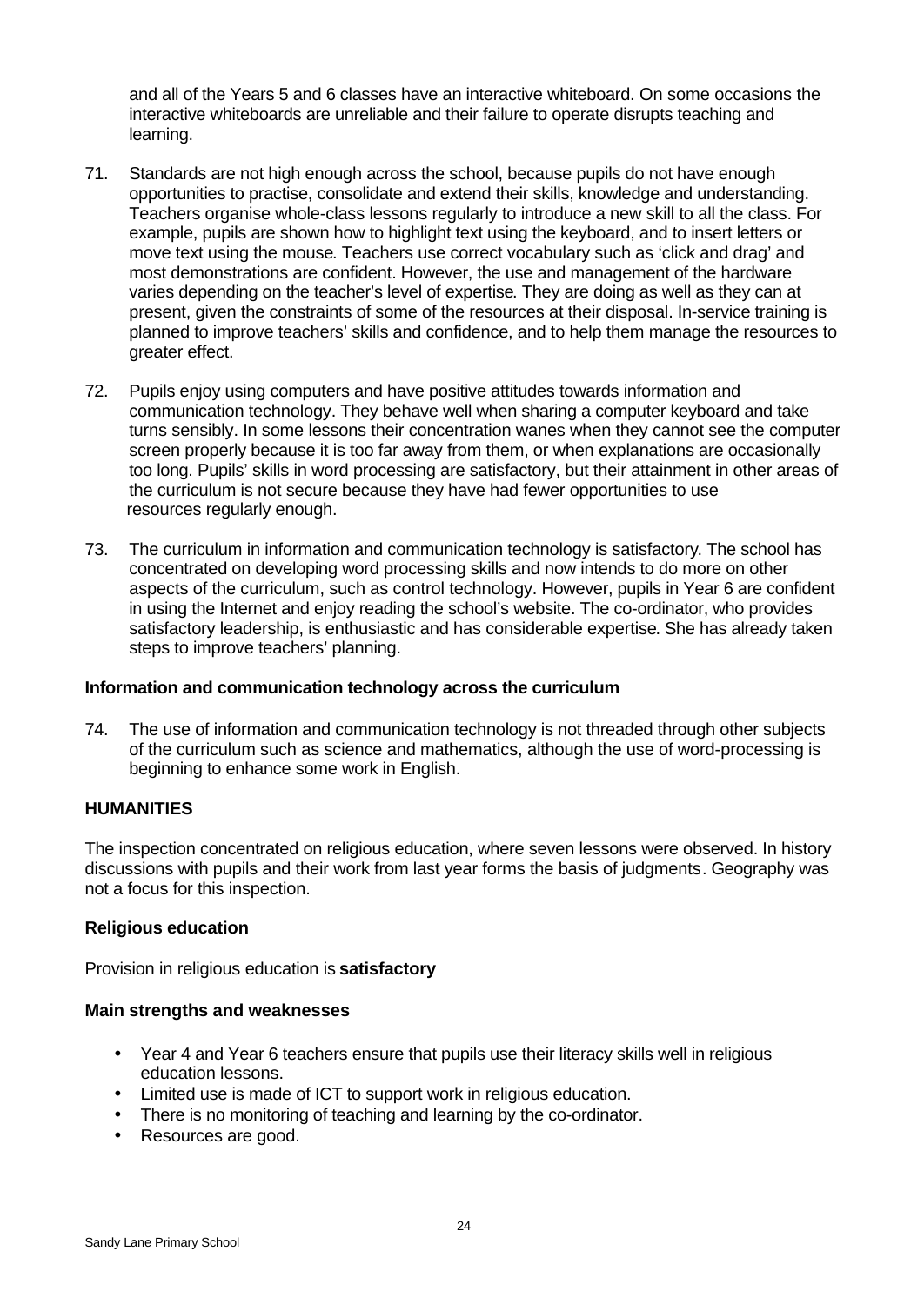and all of the Years 5 and 6 classes have an interactive whiteboard. On some occasions the interactive whiteboards are unreliable and their failure to operate disrupts teaching and learning.

71. Standards are not high enough across the school, because pupils do not have enough opportunities to practise, consolidate and extend their skills, knowledge and understanding. Teachers organise whole-class lessons regularly to introduce a new skill to all the class. For example, pupils are shown how to highlight text using the keyboard, and to insert letters or move text using the mouse. Teachers use correct vocabulary such as 'click and drag' and most demonstrations are confident. However, the use and management of the hardware varies depending on the teacher's level of expertise. They are doing as well as they can at present, given the constraints of some of the resources at their disposal. In-service training is planned to improve teachers' skills and confidence, and to help them manage the resources to greater effect.

72. Pupils enjoy using computers and have positive attitudes towards information and communication technology. They behave well when sharing a computer keyboard and take turns sensibly. In some lessons their concentration wanes when they cannot see the computer screen properly because it is too far away from them, or when explanations are occasionally too long. Pupils' skills in word processing are satisfactory, but their attainment in other areas of the curriculum is not secure because they have had fewer opportunities to use resources regularly enough.

73. The curriculum in information and communication technology is satisfactory. The school has concentrated on developing word processing skills and now intends to do more on other aspects of the curriculum, such as control technology. However, pupils in Year 6 are confident in using the Internet and enjoy reading the school's website. The co-ordinator, who provides satisfactory leadership, is enthusiastic and has considerable expertise. She has already taken steps to improve teachers' planning.

**Information and communication technology across the curriculum**

74. The use of information and communication technology is not threaded through other subjects of the curriculum such as science and mathematics, although the use of word-processing is beginning to enhance some work in English.

## HUMANITIES

The inspection concentrated on religious education, where seven lessons were observed. In history discussions with pupils and their work from last year forms the basis of judgments. Geography was not a focus for this inspection.

### Religious education

Provision in religious education is **satisfactory**

**Main strengths and weaknesses**

- Year 4 and Year 6 teachers ensure that pupils use their literacy skills well in religious education lessons.
- Limited use is made of ICT to support work in religious education.
- There is no monitoring of teaching and learning by the co-ordinator.
- Resources are good.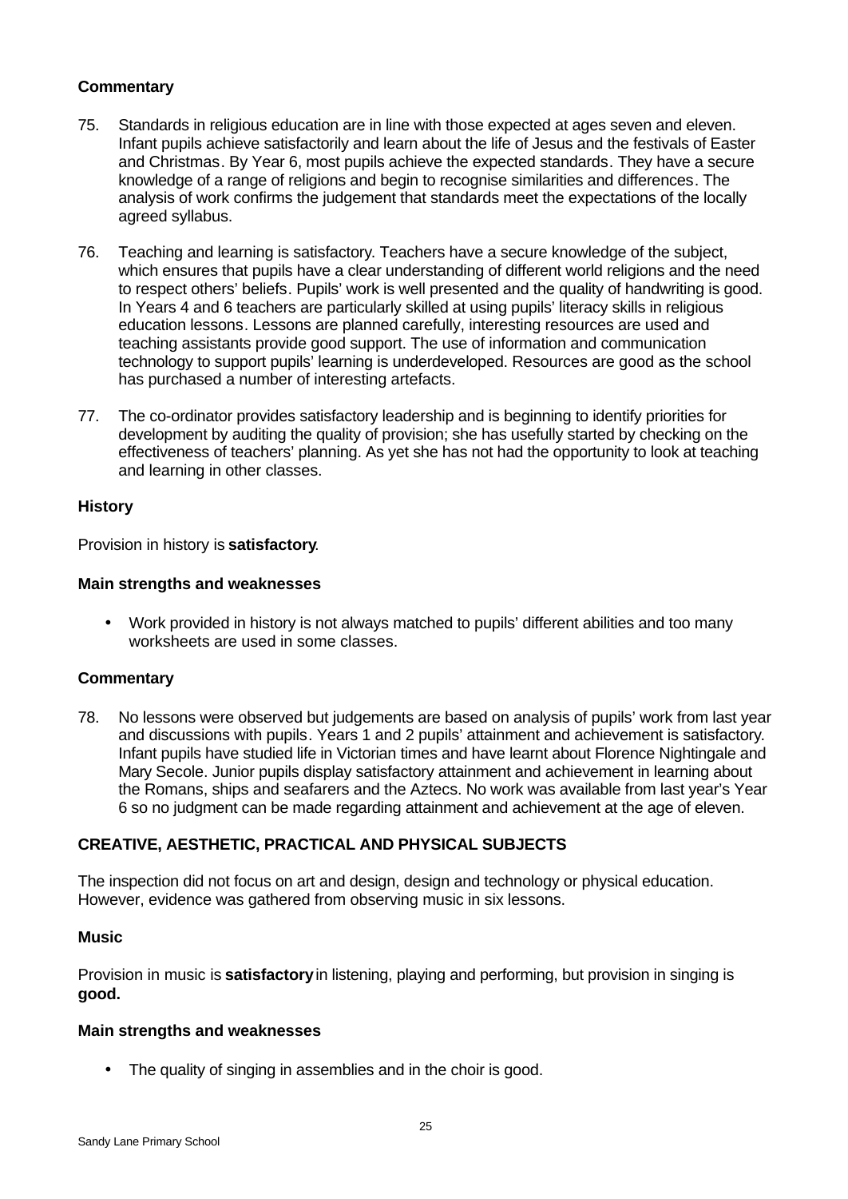### Commentary

75. Standards in religious education are in line with those expected at ages seven and eleven. Infant pupils achieve satisfactorily and learn about the life of Jesus and the festivals of Easter and Christmas. By Year 6, most pupils achieve the expected standards. They have a secure knowledge of a range of religions and begin to recognise similarities and differences. The analysis of work confirms the judgement that standards meet the expectations of the locally agreed syllabus.

76. Teaching and learning is satisfactory. Teachers have a secure knowledge of the subject, which ensures that pupils have a clear understanding of different world religions and the need to respect others' beliefs. Pupils' work is well presented and the quality of handwriting is good. In Years 4 and 6 teachers are particularly skilled at using pupils' literacy skills in religious education lessons. Lessons are planned carefully, interesting resources are used and teaching assistants provide good support. The use of information and communication technology to support pupils' learning is underdeveloped. Resources are good as the school has purchased a number of interesting artefacts.

77. The co-ordinator provides satisfactory leadership and is beginning to identify priorities for development by auditing the quality of provision; she has usefully started by checking on the effectiveness of teachers' planning. As yet she has not had the opportunity to look at teaching and learning in other classes.

### History

Provision in history is **satisfactory**.

### Main strengths and weaknesses

- Work provided in history is not always matched to pupils' different abilities and too many worksheets are used in some classes.

### Commentary

78. No lessons were observed but judgements are based on analysis of pupils' work from last year and discussions with pupils. Years 1 and 2 pupils' attainment and achievement is satisfactory. Infant pupils have studied life in Victorian times and have learnt about Florence Nightingale and Mary Secole. Junior pupils display satisfactory attainment and achievement in learning about the Romans, ships and seafarers and the Aztecs. No work was available from last year's Year 6 so no judgment can be made regarding attainment and achievement at the age of eleven.

## CREATIVE, AESTHETIC, PRACTICAL AND PHYSICAL SUBJECTS

The inspection did not focus on art and design, design and technology or physical education. However, evidence was gathered from observing music in six lessons.

### Music

Provision in music is **satisfactory** in listening, playing and performing, but provision in singing is **good.**

### Main strengths and weaknesses

- The quality of singing in assemblies and in the choir is good.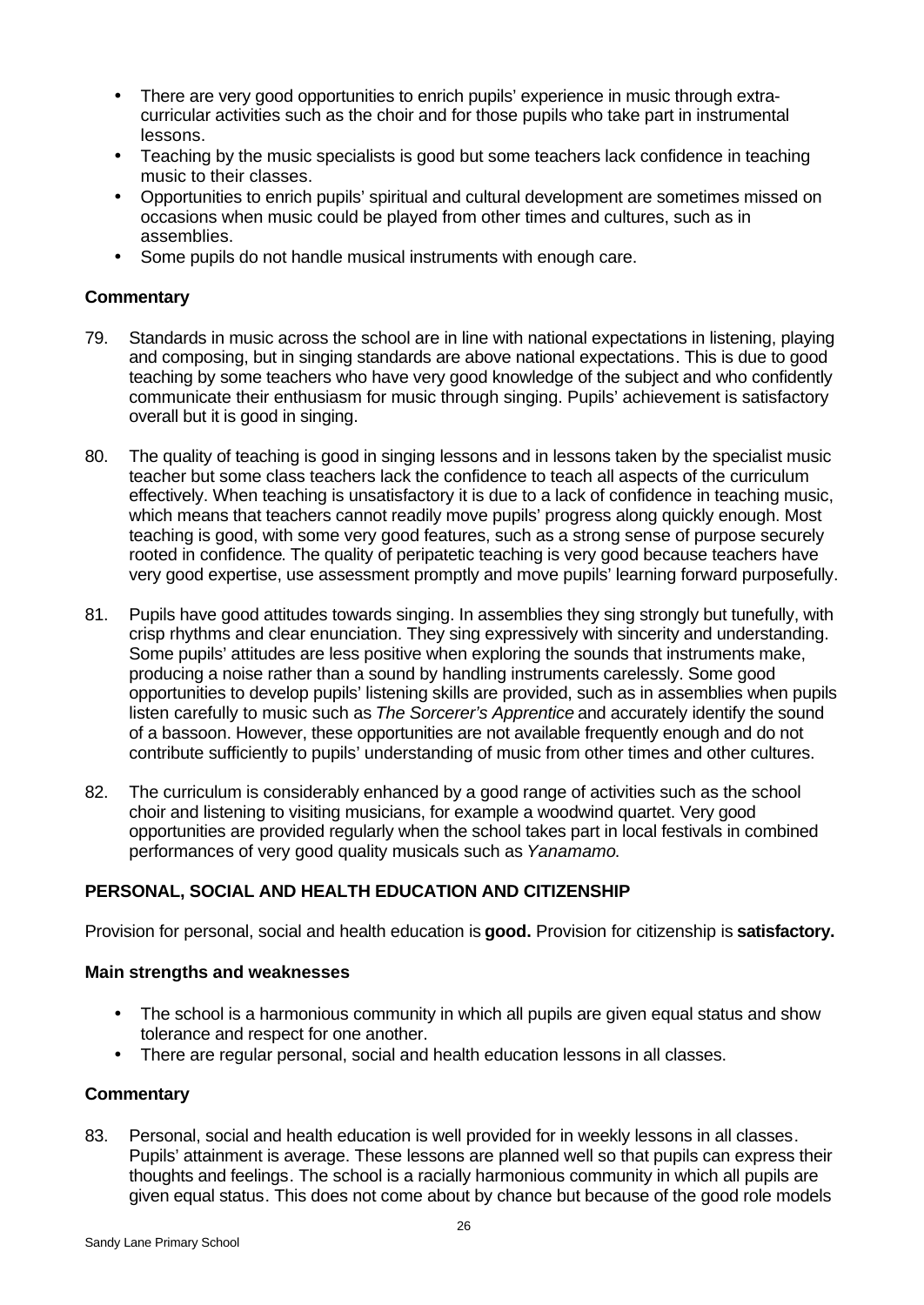- There are very good opportunities to enrich pupils' experience in music through extra-curricular activities such as the choir and for those pupils who take part in instrumental lessons.
- Teaching by the music specialists is good but some teachers lack confidence in teaching music to their classes.
- Opportunities to enrich pupils' spiritual and cultural development are sometimes missed on occasions when music could be played from other times and cultures, such as in assemblies.
- Some pupils do not handle musical instruments with enough care.

**Commentary**

79. Standards in music across the school are in line with national expectations in listening, playing and composing, but in singing standards are above national expectations. This is due to good teaching by some teachers who have very good knowledge of the subject and who confidently communicate their enthusiasm for music through singing. Pupils' achievement is satisfactory overall but it is good in singing.

80. The quality of teaching is good in singing lessons and in lessons taken by the specialist music teacher but some class teachers lack the confidence to teach all aspects of the curriculum effectively. When teaching is unsatisfactory it is due to a lack of confidence in teaching music, which means that teachers cannot readily move pupils' progress along quickly enough. Most teaching is good, with some very good features, such as a strong sense of purpose securely rooted in confidence. The quality of peripatetic teaching is very good because teachers have very good expertise, use assessment promptly and move pupils' learning forward purposefully.

81. Pupils have good attitudes towards singing. In assemblies they sing strongly but tunefully, with crisp rhythms and clear enunciation. They sing expressively with sincerity and understanding. Some pupils' attitudes are less positive when exploring the sounds that instruments make, producing a noise rather than a sound by handling instruments carelessly. Some good opportunities to develop pupils' listening skills are provided, such as in assemblies when pupils listen carefully to music such as *The Sorcerer's Apprentice* and accurately identify the sound of a bassoon. However, these opportunities are not available frequently enough and do not contribute sufficiently to pupils' understanding of music from other times and other cultures.

82. The curriculum is considerably enhanced by a good range of activities such as the school choir and listening to visiting musicians, for example a woodwind quartet. Very good opportunities are provided regularly when the school takes part in local festivals in combined performances of very good quality musicals such as *Yanamamo*.

## PERSONAL, SOCIAL AND HEALTH EDUCATION AND CITIZENSHIP

Provision for personal, social and health education is **good.** Provision for citizenship is **satisfactory.**

**Main strengths and weaknesses**

- The school is a harmonious community in which all pupils are given equal status and show tolerance and respect for one another.
- There are regular personal, social and health education lessons in all classes.

**Commentary**

83. Personal, social and health education is well provided for in weekly lessons in all classes. Pupils' attainment is average. These lessons are planned well so that pupils can express their thoughts and feelings. The school is a racially harmonious community in which all pupils are given equal status. This does not come about by chance but because of the good role models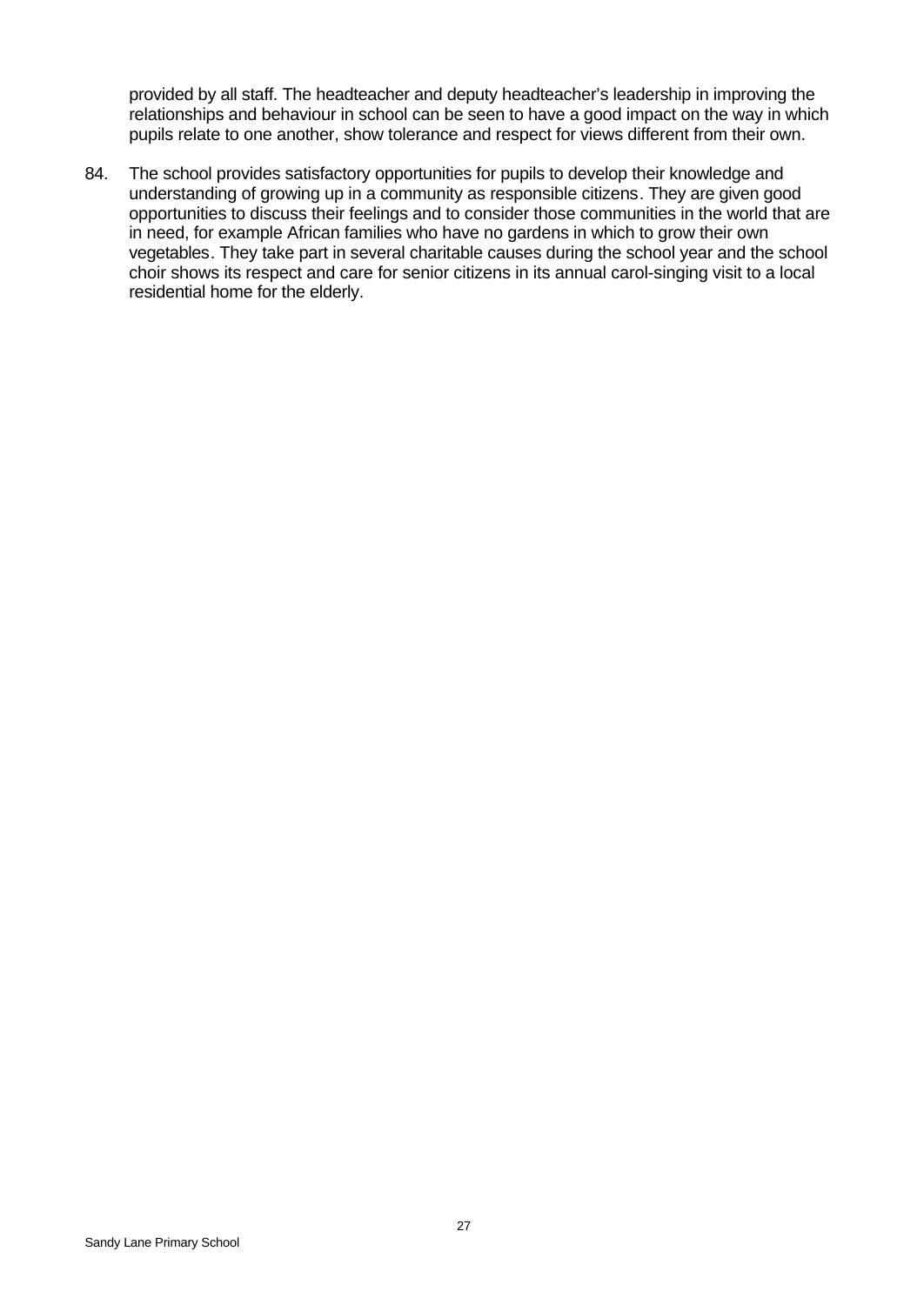provided by all staff. The headteacher and deputy headteacher's leadership in improving the relationships and behaviour in school can be seen to have a good impact on the way in which pupils relate to one another, show tolerance and respect for views different from their own.

84. The school provides satisfactory opportunities for pupils to develop their knowledge and understanding of growing up in a community as responsible citizens. They are given good opportunities to discuss their feelings and to consider those communities in the world that are in need, for example African families who have no gardens in which to grow their own vegetables. They take part in several charitable causes during the school year and the school choir shows its respect and care for senior citizens in its annual carol-singing visit to a local residential home for the elderly.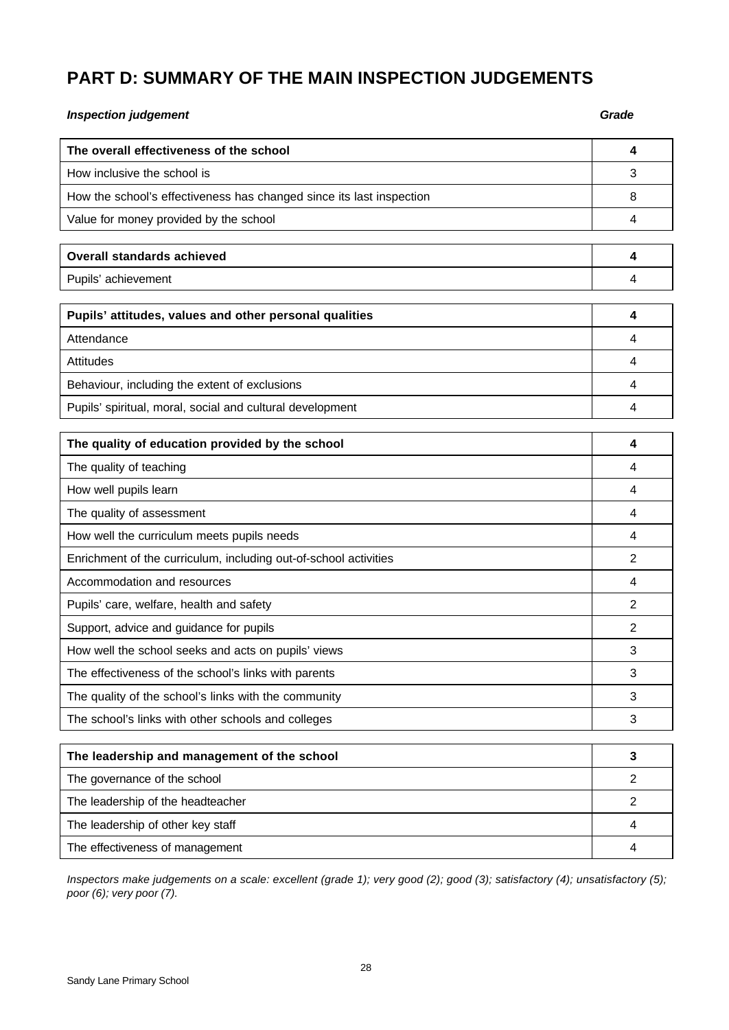# PART D: SUMMARY OF THE MAIN INSPECTION JUDGEMENTS

| *Inspection judgement* | *Grade* |
| --- | --- |
| **The overall effectiveness of the school** | **4** |
| How inclusive the school is | 3 |
| How the school's effectiveness has changed since its last inspection | 8 |
| Value for money provided by the school | 4 |
| **Overall standards achieved** | **4** |
| Pupils' achievement | 4 |
| **Pupils' attitudes, values and other personal qualities** | **4** |
| Attendance | 4 |
| Attitudes | 4 |
| Behaviour, including the extent of exclusions | 4 |
| Pupils' spiritual, moral, social and cultural development | 4 |
| **The quality of education provided by the school** | **4** |
| The quality of teaching | 4 |
| How well pupils learn | 4 |
| The quality of assessment | 4 |
| How well the curriculum meets pupils needs | 4 |
| Enrichment of the curriculum, including out-of-school activities | 2 |
| Accommodation and resources | 4 |
| Pupils' care, welfare, health and safety | 2 |
| Support, advice and guidance for pupils | 2 |
| How well the school seeks and acts on pupils' views | 3 |
| The effectiveness of the school's links with parents | 3 |
| The quality of the school's links with the community | 3 |
| The school's links with other schools and colleges | 3 |
| **The leadership and management of the school** | **3** |
| The governance of the school | 2 |
| The leadership of the headteacher | 2 |
| The leadership of other key staff | 4 |
| The effectiveness of management | 4 |

*Inspectors make judgements on a scale: excellent (grade 1); very good (2); good (3); satisfactory (4); unsatisfactory (5); poor (6); very poor (7).*